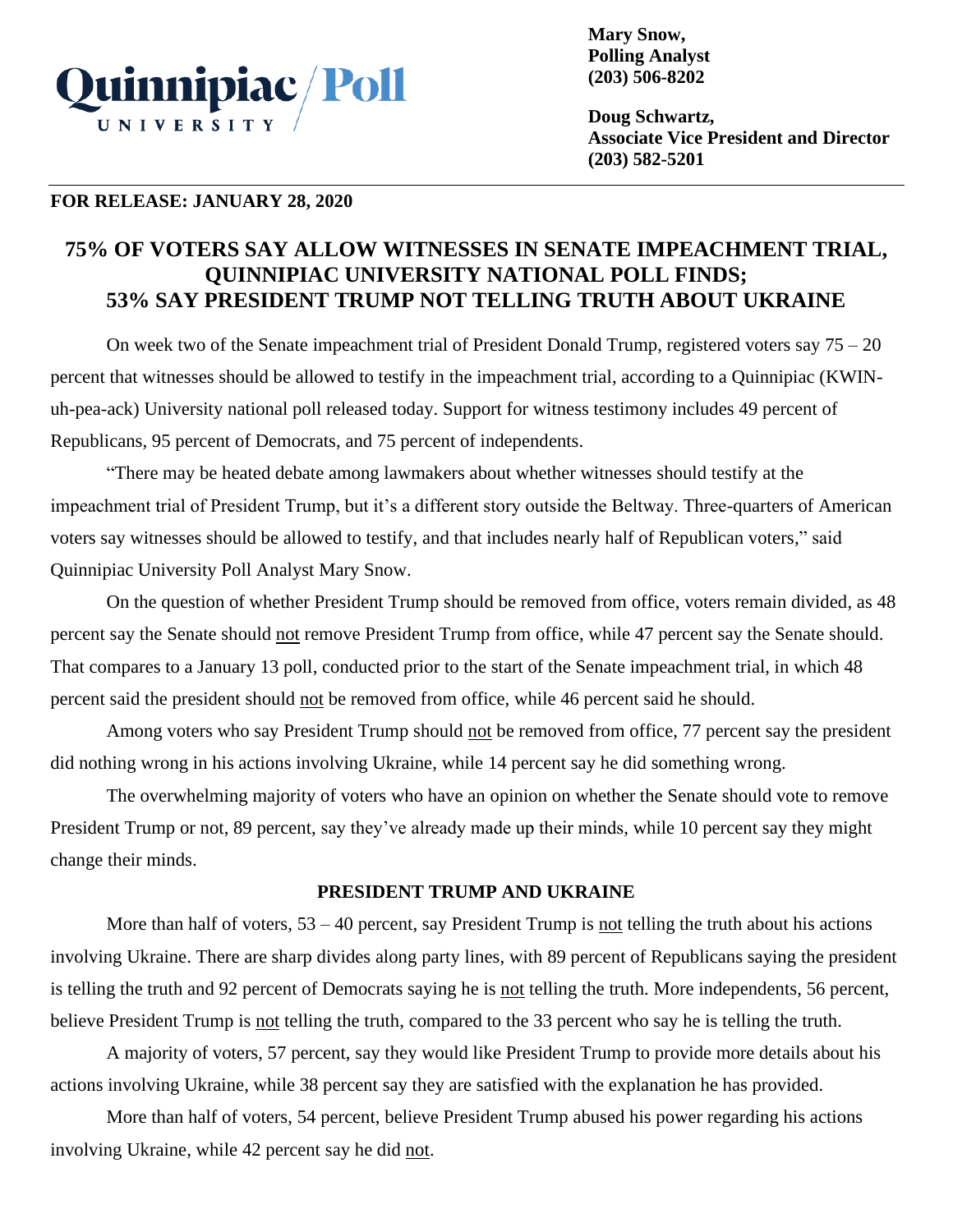Quinnipiac University / Poll

**Mary Snow,**
**Polling Analyst**
**(203) 506-8202**

**Doug Schwartz,**
**Associate Vice President and Director**
**(203) 582-5201**

**FOR RELEASE: JANUARY 28, 2020**

# 75% OF VOTERS SAY ALLOW WITNESSES IN SENATE IMPEACHMENT TRIAL, QUINNIPIAC UNIVERSITY NATIONAL POLL FINDS; 53% SAY PRESIDENT TRUMP NOT TELLING TRUTH ABOUT UKRAINE

On week two of the Senate impeachment trial of President Donald Trump, registered voters say 75 – 20 percent that witnesses should be allowed to testify in the impeachment trial, according to a Quinnipiac (KWIN-uh-pea-ack) University national poll released today. Support for witness testimony includes 49 percent of Republicans, 95 percent of Democrats, and 75 percent of independents.

"There may be heated debate among lawmakers about whether witnesses should testify at the impeachment trial of President Trump, but it's a different story outside the Beltway. Three-quarters of American voters say witnesses should be allowed to testify, and that includes nearly half of Republican voters," said Quinnipiac University Poll Analyst Mary Snow.

On the question of whether President Trump should be removed from office, voters remain divided, as 48 percent say the Senate should not remove President Trump from office, while 47 percent say the Senate should. That compares to a January 13 poll, conducted prior to the start of the Senate impeachment trial, in which 48 percent said the president should not be removed from office, while 46 percent said he should.

Among voters who say President Trump should not be removed from office, 77 percent say the president did nothing wrong in his actions involving Ukraine, while 14 percent say he did something wrong.

The overwhelming majority of voters who have an opinion on whether the Senate should vote to remove President Trump or not, 89 percent, say they've already made up their minds, while 10 percent say they might change their minds.

## PRESIDENT TRUMP AND UKRAINE

More than half of voters, 53 – 40 percent, say President Trump is not telling the truth about his actions involving Ukraine. There are sharp divides along party lines, with 89 percent of Republicans saying the president is telling the truth and 92 percent of Democrats saying he is not telling the truth. More independents, 56 percent, believe President Trump is not telling the truth, compared to the 33 percent who say he is telling the truth.

A majority of voters, 57 percent, say they would like President Trump to provide more details about his actions involving Ukraine, while 38 percent say they are satisfied with the explanation he has provided.

More than half of voters, 54 percent, believe President Trump abused his power regarding his actions involving Ukraine, while 42 percent say he did not.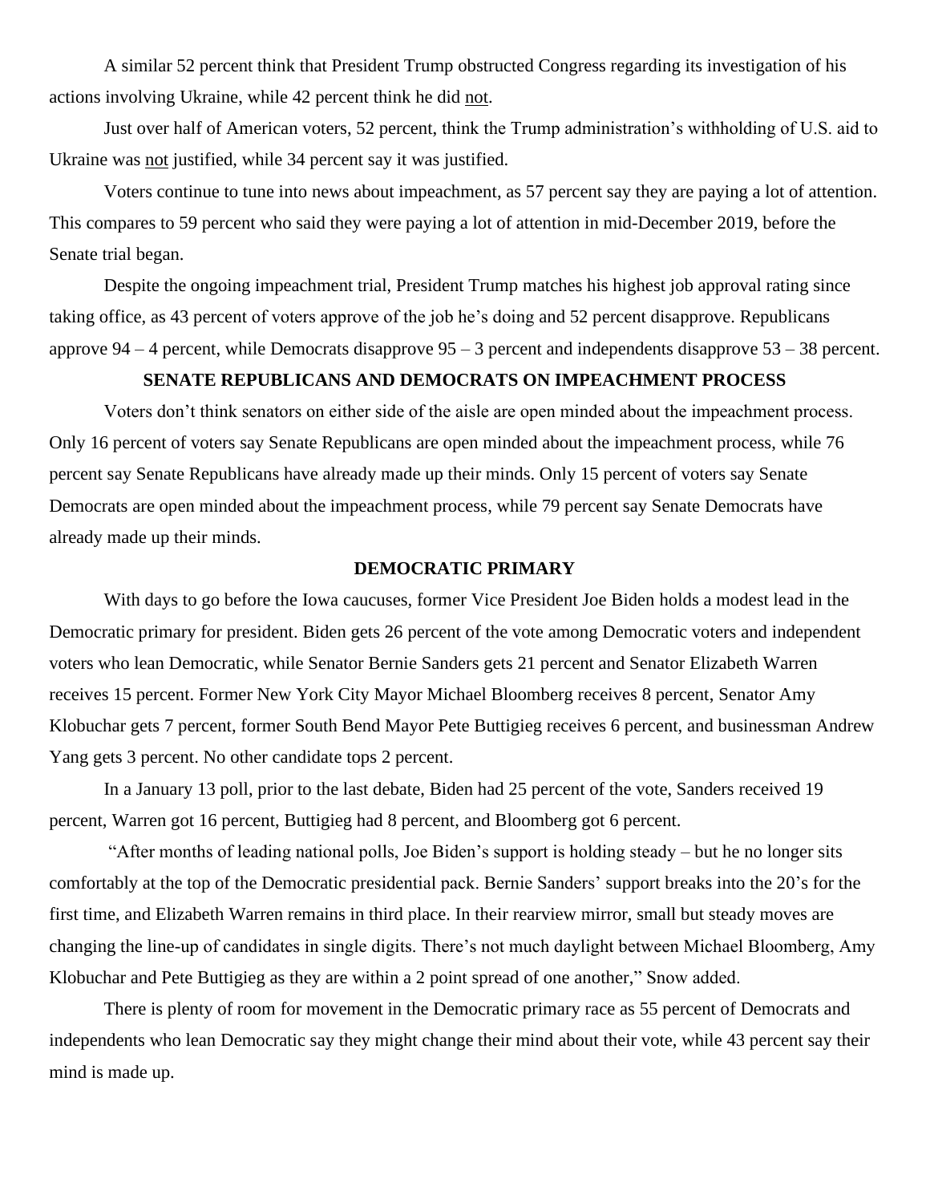A similar 52 percent think that President Trump obstructed Congress regarding its investigation of his actions involving Ukraine, while 42 percent think he did not.

Just over half of American voters, 52 percent, think the Trump administration's withholding of U.S. aid to Ukraine was not justified, while 34 percent say it was justified.

Voters continue to tune into news about impeachment, as 57 percent say they are paying a lot of attention. This compares to 59 percent who said they were paying a lot of attention in mid-December 2019, before the Senate trial began.

Despite the ongoing impeachment trial, President Trump matches his highest job approval rating since taking office, as 43 percent of voters approve of the job he's doing and 52 percent disapprove. Republicans approve 94 – 4 percent, while Democrats disapprove 95 – 3 percent and independents disapprove 53 – 38 percent.

**SENATE REPUBLICANS AND DEMOCRATS ON IMPEACHMENT PROCESS**

Voters don't think senators on either side of the aisle are open minded about the impeachment process. Only 16 percent of voters say Senate Republicans are open minded about the impeachment process, while 76 percent say Senate Republicans have already made up their minds. Only 15 percent of voters say Senate Democrats are open minded about the impeachment process, while 79 percent say Senate Democrats have already made up their minds.

**DEMOCRATIC PRIMARY**

With days to go before the Iowa caucuses, former Vice President Joe Biden holds a modest lead in the Democratic primary for president. Biden gets 26 percent of the vote among Democratic voters and independent voters who lean Democratic, while Senator Bernie Sanders gets 21 percent and Senator Elizabeth Warren receives 15 percent. Former New York City Mayor Michael Bloomberg receives 8 percent, Senator Amy Klobuchar gets 7 percent, former South Bend Mayor Pete Buttigieg receives 6 percent, and businessman Andrew Yang gets 3 percent. No other candidate tops 2 percent.

In a January 13 poll, prior to the last debate, Biden had 25 percent of the vote, Sanders received 19 percent, Warren got 16 percent, Buttigieg had 8 percent, and Bloomberg got 6 percent.

"After months of leading national polls, Joe Biden's support is holding steady – but he no longer sits comfortably at the top of the Democratic presidential pack. Bernie Sanders' support breaks into the 20's for the first time, and Elizabeth Warren remains in third place. In their rearview mirror, small but steady moves are changing the line-up of candidates in single digits. There's not much daylight between Michael Bloomberg, Amy Klobuchar and Pete Buttigieg as they are within a 2 point spread of one another," Snow added.

There is plenty of room for movement in the Democratic primary race as 55 percent of Democrats and independents who lean Democratic say they might change their mind about their vote, while 43 percent say their mind is made up.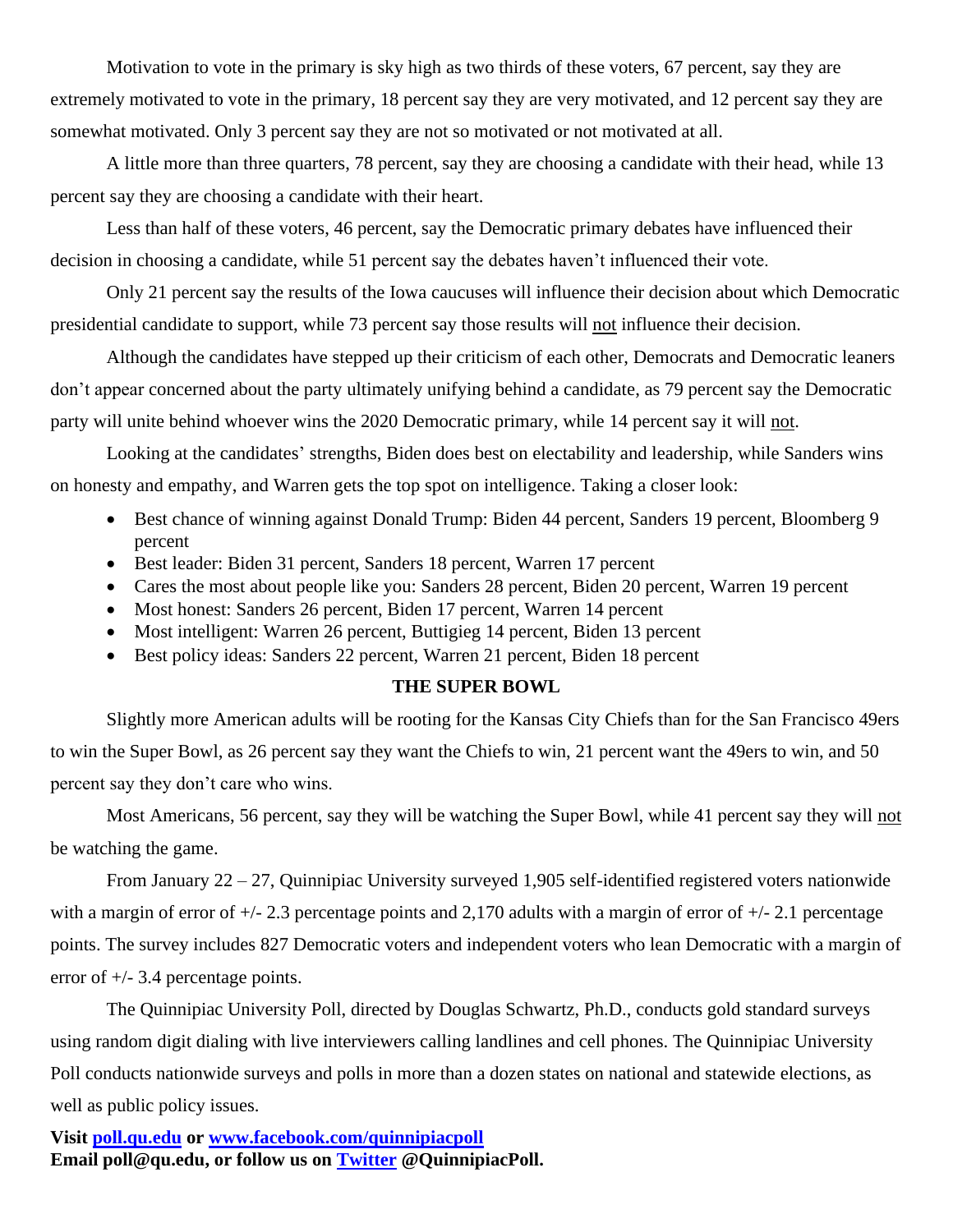Motivation to vote in the primary is sky high as two thirds of these voters, 67 percent, say they are extremely motivated to vote in the primary, 18 percent say they are very motivated, and 12 percent say they are somewhat motivated. Only 3 percent say they are not so motivated or not motivated at all.

A little more than three quarters, 78 percent, say they are choosing a candidate with their head, while 13 percent say they are choosing a candidate with their heart.

Less than half of these voters, 46 percent, say the Democratic primary debates have influenced their decision in choosing a candidate, while 51 percent say the debates haven't influenced their vote.

Only 21 percent say the results of the Iowa caucuses will influence their decision about which Democratic presidential candidate to support, while 73 percent say those results will not influence their decision.

Although the candidates have stepped up their criticism of each other, Democrats and Democratic leaners don't appear concerned about the party ultimately unifying behind a candidate, as 79 percent say the Democratic party will unite behind whoever wins the 2020 Democratic primary, while 14 percent say it will not.

Looking at the candidates' strengths, Biden does best on electability and leadership, while Sanders wins on honesty and empathy, and Warren gets the top spot on intelligence. Taking a closer look:

- Best chance of winning against Donald Trump: Biden 44 percent, Sanders 19 percent, Bloomberg 9 percent
- Best leader: Biden 31 percent, Sanders 18 percent, Warren 17 percent
- Cares the most about people like you: Sanders 28 percent, Biden 20 percent, Warren 19 percent
- Most honest: Sanders 26 percent, Biden 17 percent, Warren 14 percent
- Most intelligent: Warren 26 percent, Buttigieg 14 percent, Biden 13 percent
- Best policy ideas: Sanders 22 percent, Warren 21 percent, Biden 18 percent

**THE SUPER BOWL**

Slightly more American adults will be rooting for the Kansas City Chiefs than for the San Francisco 49ers to win the Super Bowl, as 26 percent say they want the Chiefs to win, 21 percent want the 49ers to win, and 50 percent say they don't care who wins.

Most Americans, 56 percent, say they will be watching the Super Bowl, while 41 percent say they will not be watching the game.

From January 22 – 27, Quinnipiac University surveyed 1,905 self-identified registered voters nationwide with a margin of error of +/- 2.3 percentage points and 2,170 adults with a margin of error of +/- 2.1 percentage points. The survey includes 827 Democratic voters and independent voters who lean Democratic with a margin of error of +/- 3.4 percentage points.

The Quinnipiac University Poll, directed by Douglas Schwartz, Ph.D., conducts gold standard surveys using random digit dialing with live interviewers calling landlines and cell phones. The Quinnipiac University Poll conducts nationwide surveys and polls in more than a dozen states on national and statewide elections, as well as public policy issues.

**Visit poll.qu.edu or www.facebook.com/quinnipiacpoll**
**Email poll@qu.edu, or follow us on Twitter @QuinnipiacPoll.**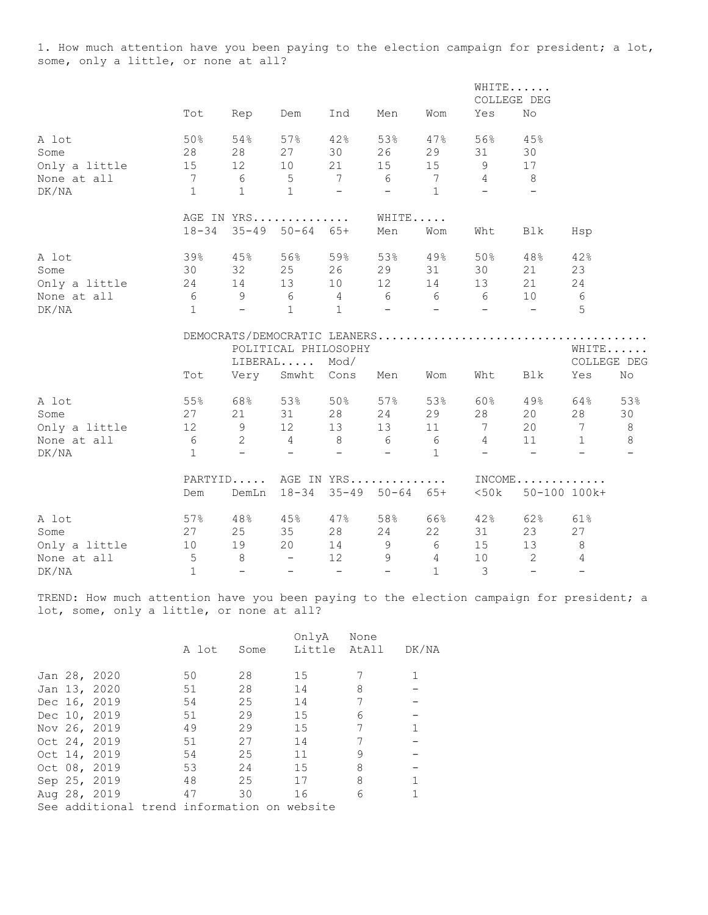1. How much attention have you been paying to the election campaign for president; a lot, some, only a little, or none at all?

| | Tot | Rep | Dem | Ind | Men | Wom | WHITE...... COLLEGE DEG Yes | No |
|---|---|---|---|---|---|---|---|---|
| A lot | 50% | 54% | 57% | 42% | 53% | 47% | 56% | 45% |
| Some | 28 | 28 | 27 | 30 | 26 | 29 | 31 | 30 |
| Only a little | 15 | 12 | 10 | 21 | 15 | 15 | 9 | 17 |
| None at all | 7 | 6 | 5 | 7 | 6 | 7 | 4 | 8 |
| DK/NA | 1 | 1 | 1 | - | - | 1 | - | - |

| | AGE IN YRS.............. 18-34 | 35-49 | 50-64 | 65+ | WHITE..... Men | Wom | Wht | Blk | Hsp |
|---|---|---|---|---|---|---|---|---|---|
| A lot | 39% | 45% | 56% | 59% | 53% | 49% | 50% | 48% | 42% |
| Some | 30 | 32 | 25 | 26 | 29 | 31 | 30 | 21 | 23 |
| Only a little | 24 | 14 | 13 | 10 | 12 | 14 | 13 | 21 | 24 |
| None at all | 6 | 9 | 6 | 4 | 6 | 6 | 6 | 10 | 6 |
| DK/NA | 1 | - | 1 | 1 | - | - | - | - | 5 |

| | DEMOCRATS/DEMOCRATIC LEANERS | | | | | | | | | |
|---|---|---|---|---|---|---|---|---|---|---|
| | | POLITICAL PHILOSOPHY | | | | | | | WHITE...... COLLEGE DEG | |
| | | LIBERAL..... | | Mod/ | | | | | | |
| | Tot | Very | Smwht | Cons | Men | Wom | Wht | Blk | Yes | No |
| A lot | 55% | 68% | 53% | 50% | 57% | 53% | 60% | 49% | 64% | 53% |
| Some | 27 | 21 | 31 | 28 | 24 | 29 | 28 | 20 | 28 | 30 |
| Only a little | 12 | 9 | 12 | 13 | 13 | 11 | 7 | 20 | 7 | 8 |
| None at all | 6 | 2 | 4 | 8 | 6 | 6 | 4 | 11 | 1 | 8 |
| DK/NA | 1 | - | - | - | - | 1 | - | - | - | - |

| | PARTYID..... Dem | DemLn | AGE IN YRS.............. 18-34 | 35-49 | 50-64 | 65+ | INCOME............ <50k | 50-100 | 100k+ |
|---|---|---|---|---|---|---|---|---|---|
| A lot | 57% | 48% | 45% | 47% | 58% | 66% | 42% | 62% | 61% |
| Some | 27 | 25 | 35 | 28 | 24 | 22 | 31 | 23 | 27 |
| Only a little | 10 | 19 | 20 | 14 | 9 | 6 | 15 | 13 | 8 |
| None at all | 5 | 8 | - | 12 | 9 | 4 | 10 | 2 | 4 |
| DK/NA | 1 | - | - | - | - | 1 | 3 | - | - |

TREND: How much attention have you been paying to the election campaign for president; a lot, some, only a little, or none at all?

| | A lot | Some | OnlyA Little | None AtAll | DK/NA |
|---|---|---|---|---|---|
| Jan 28, 2020 | 50 | 28 | 15 | 7 | 1 |
| Jan 13, 2020 | 51 | 28 | 14 | 8 | - |
| Dec 16, 2019 | 54 | 25 | 14 | 7 | - |
| Dec 10, 2019 | 51 | 29 | 15 | 6 | - |
| Nov 26, 2019 | 49 | 29 | 15 | 7 | 1 |
| Oct 24, 2019 | 51 | 27 | 14 | 7 | - |
| Oct 14, 2019 | 54 | 25 | 11 | 9 | - |
| Oct 08, 2019 | 53 | 24 | 15 | 8 | - |
| Sep 25, 2019 | 48 | 25 | 17 | 8 | 1 |
| Aug 28, 2019 | 47 | 30 | 16 | 6 | 1 |

See additional trend information on website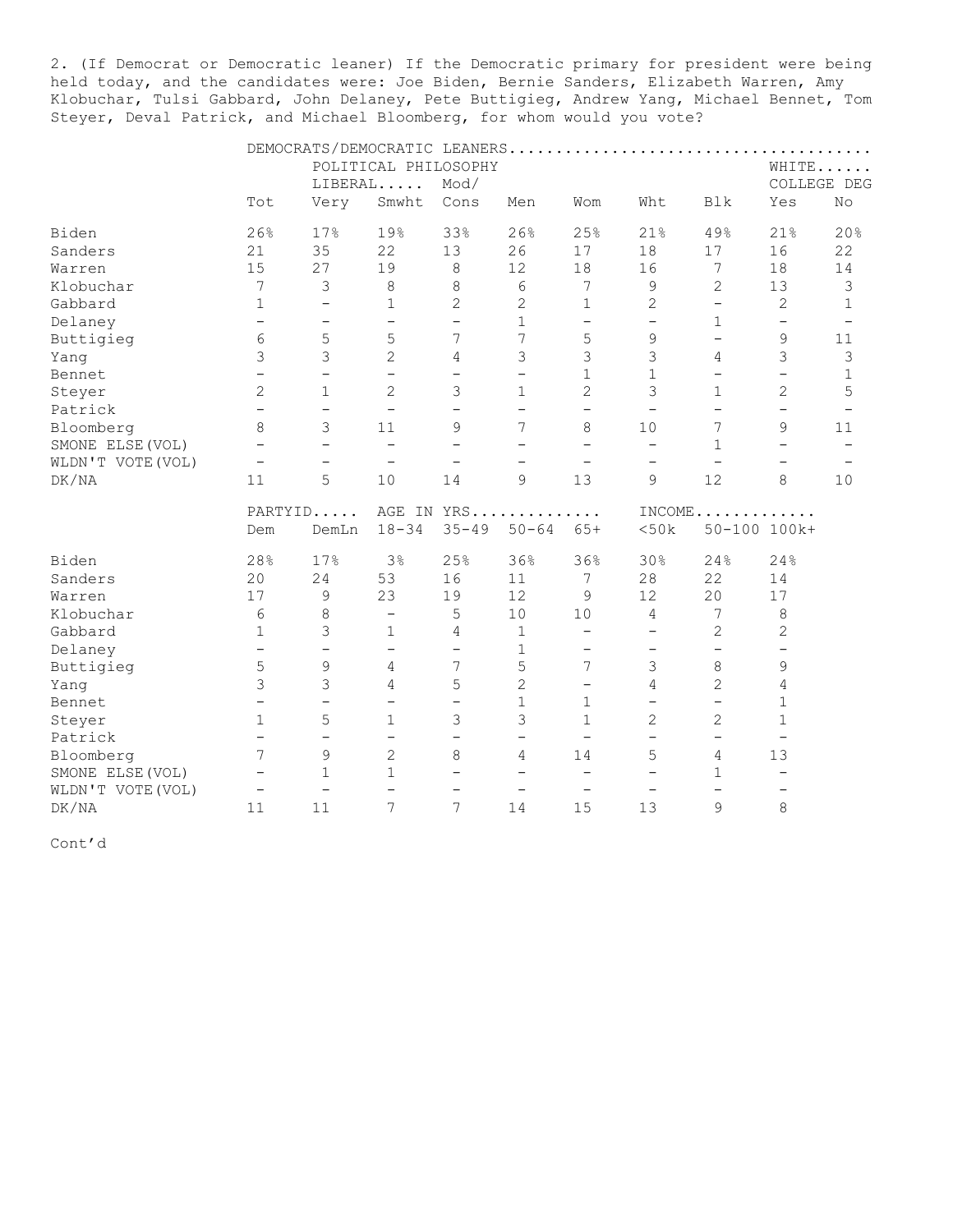2. (If Democrat or Democratic leaner) If the Democratic primary for president were being held today, and the candidates were: Joe Biden, Bernie Sanders, Elizabeth Warren, Amy Klobuchar, Tulsi Gabbard, John Delaney, Pete Buttigieg, Andrew Yang, Michael Bennet, Tom Steyer, Deval Patrick, and Michael Bloomberg, for whom would you vote?

| | DEMOCRATS/DEMOCRATIC LEANERS | | | | | | | | | |
|---|---|---|---|---|---|---|---|---|---|---|
| | | POLITICAL PHILOSOPHY | | | | | | | WHITE...... | |
| | | LIBERAL..... | | Mod/ | | | | | COLLEGE DEG | |
| | Tot | Very | Smwht | Cons | Men | Wom | Wht | Blk | Yes | No |
| Biden | 26% | 17% | 19% | 33% | 26% | 25% | 21% | 49% | 21% | 20% |
| Sanders | 21 | 35 | 22 | 13 | 26 | 17 | 18 | 17 | 16 | 22 |
| Warren | 15 | 27 | 19 | 8 | 12 | 18 | 16 | 7 | 18 | 14 |
| Klobuchar | 7 | 3 | 8 | 8 | 6 | 7 | 9 | 2 | 13 | 3 |
| Gabbard | 1 | - | 1 | 2 | 2 | 1 | 2 | - | 2 | 1 |
| Delaney | - | - | - | - | 1 | - | - | 1 | - | - |
| Buttigieg | 6 | 5 | 5 | 7 | 7 | 5 | 9 | - | 9 | 11 |
| Yang | 3 | 3 | 2 | 4 | 3 | 3 | 3 | 4 | 3 | 3 |
| Bennet | - | - | - | - | - | 1 | 1 | - | - | 1 |
| Steyer | 2 | 1 | 2 | 3 | 1 | 2 | 3 | 1 | 2 | 5 |
| Patrick | - | - | - | - | - | - | - | - | - | - |
| Bloomberg | 8 | 3 | 11 | 9 | 7 | 8 | 10 | 7 | 9 | 11 |
| SMONE ELSE(VOL) | - | - | - | - | - | - | - | 1 | - | - |
| WLDN'T VOTE(VOL) | - | - | - | - | - | - | - | - | - | - |
| DK/NA | 11 | 5 | 10 | 14 | 9 | 13 | 9 | 12 | 8 | 10 |

| | PARTYID..... | | AGE IN YRS............. | | | | INCOME............ | | |
|---|---|---|---|---|---|---|---|---|---|
| | Dem | DemLn | 18-34 | 35-49 | 50-64 | 65+ | <50k | 50-100 | 100k+ |
| Biden | 28% | 17% | 3% | 25% | 36% | 36% | 30% | 24% | 24% |
| Sanders | 20 | 24 | 53 | 16 | 11 | 7 | 28 | 22 | 14 |
| Warren | 17 | 9 | 23 | 19 | 12 | 9 | 12 | 20 | 17 |
| Klobuchar | 6 | 8 | - | 5 | 10 | 10 | 4 | 7 | 8 |
| Gabbard | 1 | 3 | 1 | 4 | 1 | - | - | 2 | 2 |
| Delaney | - | - | - | - | 1 | - | - | - | - |
| Buttigieg | 5 | 9 | 4 | 7 | 5 | 7 | 3 | 8 | 9 |
| Yang | 3 | 3 | 4 | 5 | 2 | - | 4 | 2 | 4 |
| Bennet | - | - | - | - | 1 | 1 | - | - | 1 |
| Steyer | 1 | 5 | 1 | 3 | 3 | 1 | 2 | 2 | 1 |
| Patrick | - | - | - | - | - | - | - | - | - |
| Bloomberg | 7 | 9 | 2 | 8 | 4 | 14 | 5 | 4 | 13 |
| SMONE ELSE(VOL) | - | 1 | 1 | - | - | - | - | 1 | - |
| WLDN'T VOTE(VOL) | - | - | - | - | - | - | - | - | - |
| DK/NA | 11 | 11 | 7 | 7 | 14 | 15 | 13 | 9 | 8 |

Cont'd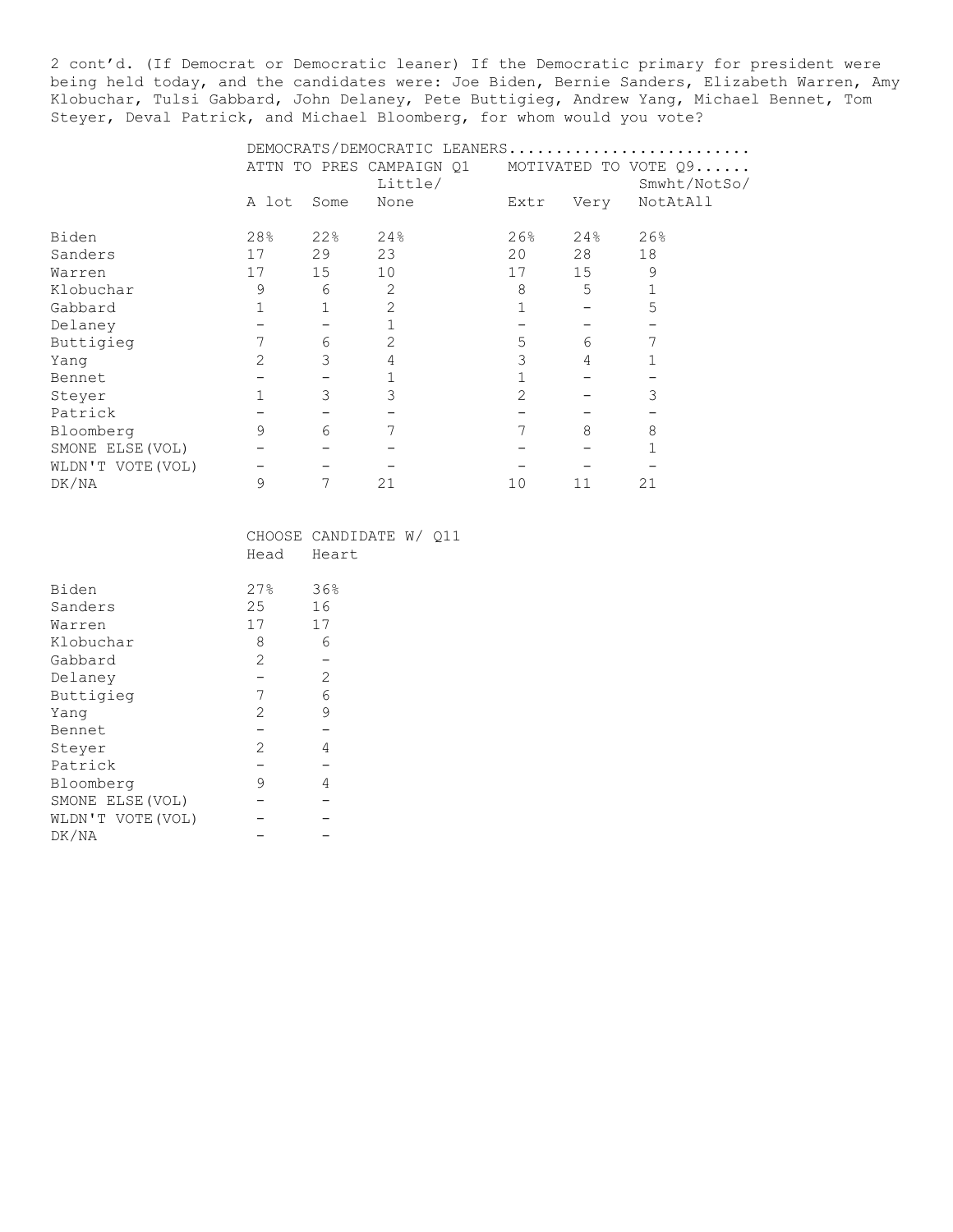2 cont'd. (If Democrat or Democratic leaner) If the Democratic primary for president were being held today, and the candidates were: Joe Biden, Bernie Sanders, Elizabeth Warren, Amy Klobuchar, Tulsi Gabbard, John Delaney, Pete Buttigieg, Andrew Yang, Michael Bennet, Tom Steyer, Deval Patrick, and Michael Bloomberg, for whom would you vote?

| | DEMOCRATS/DEMOCRATIC LEANERS | | | | | |
|---|---|---|---|---|---|---|
| | ATTN TO PRES CAMPAIGN Q1 | | | MOTIVATED TO VOTE Q9 | | |
| | A lot | Some | Little/ None | Extr | Very | Smwht/NotSo/ NotAtAll |
| Biden | 28% | 22% | 24% | 26% | 24% | 26% |
| Sanders | 17 | 29 | 23 | 20 | 28 | 18 |
| Warren | 17 | 15 | 10 | 17 | 15 | 9 |
| Klobuchar | 9 | 6 | 2 | 8 | 5 | 1 |
| Gabbard | 1 | 1 | 2 | 1 | - | 5 |
| Delaney | - | - | 1 | - | - | - |
| Buttigieg | 7 | 6 | 2 | 5 | 6 | 7 |
| Yang | 2 | 3 | 4 | 3 | 4 | 1 |
| Bennet | - | - | 1 | 1 | - | - |
| Steyer | 1 | 3 | 3 | 2 | - | 3 |
| Patrick | - | - | - | - | - | - |
| Bloomberg | 9 | 6 | 7 | 7 | 8 | 8 |
| SMONE ELSE(VOL) | - | - | - | - | - | 1 |
| WLDN'T VOTE(VOL) | - | - | - | - | - | - |
| DK/NA | 9 | 7 | 21 | 10 | 11 | 21 |

| | CHOOSE CANDIDATE W/ Q11 | |
|---|---|---|
| | Head | Heart |
| Biden | 27% | 36% |
| Sanders | 25 | 16 |
| Warren | 17 | 17 |
| Klobuchar | 8 | 6 |
| Gabbard | 2 | - |
| Delaney | - | 2 |
| Buttigieg | 7 | 6 |
| Yang | 2 | 9 |
| Bennet | - | - |
| Steyer | 2 | 4 |
| Patrick | - | - |
| Bloomberg | 9 | 4 |
| SMONE ELSE(VOL) | - | - |
| WLDN'T VOTE(VOL) | - | - |
| DK/NA | - | - |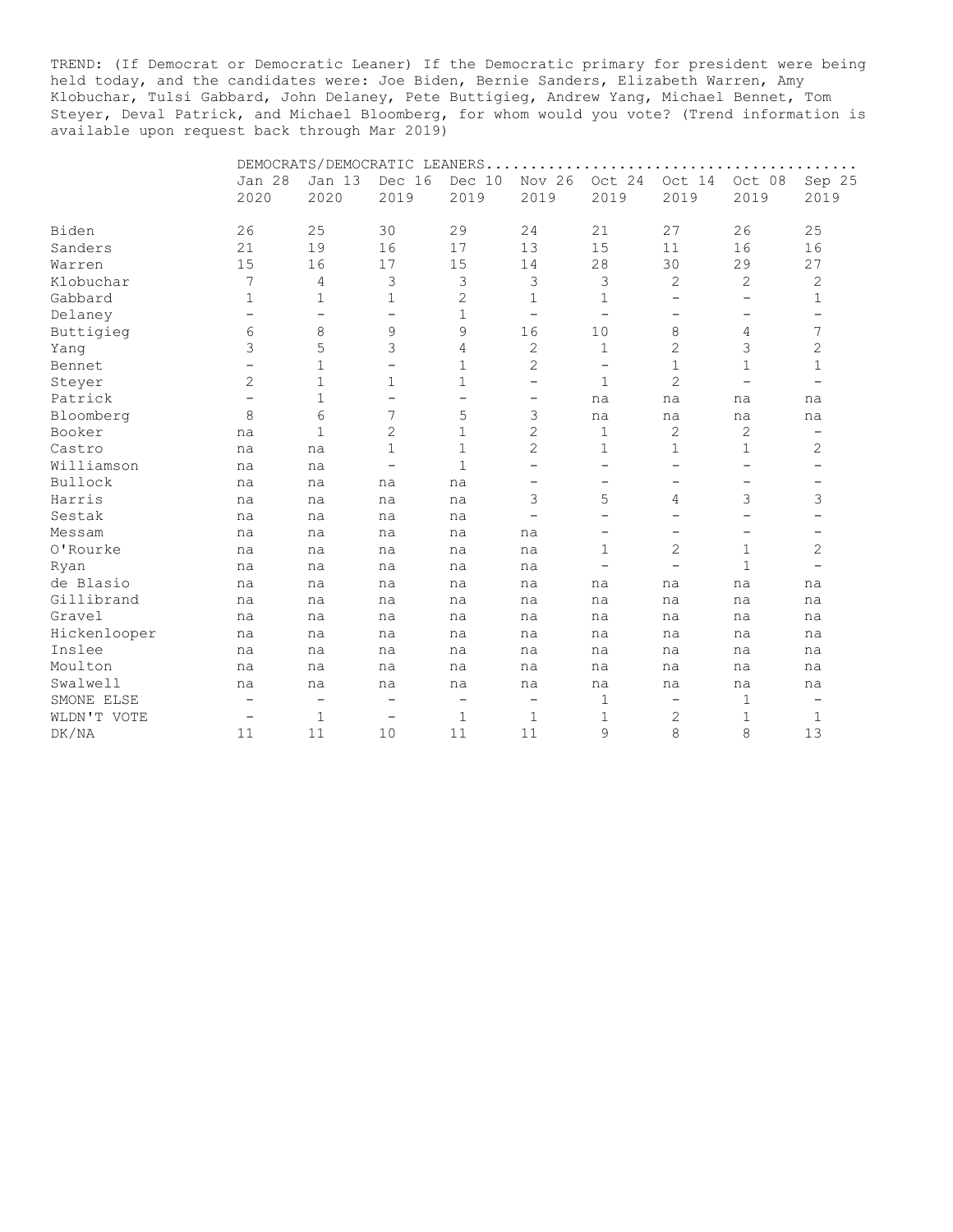TREND: (If Democrat or Democratic Leaner) If the Democratic primary for president were being held today, and the candidates were: Joe Biden, Bernie Sanders, Elizabeth Warren, Amy Klobuchar, Tulsi Gabbard, John Delaney, Pete Buttigieg, Andrew Yang, Michael Bennet, Tom Steyer, Deval Patrick, and Michael Bloomberg, for whom would you vote? (Trend information is available upon request back through Mar 2019)

| | DEMOCRATS/DEMOCRATIC LEANERS | | | | | | | | |
|---|---|---|---|---|---|---|---|---|---|
| | Jan 28 2020 | Jan 13 2020 | Dec 16 2019 | Dec 10 2019 | Nov 26 2019 | Oct 24 2019 | Oct 14 2019 | Oct 08 2019 | Sep 25 2019 |
| Biden | 26 | 25 | 30 | 29 | 24 | 21 | 27 | 26 | 25 |
| Sanders | 21 | 19 | 16 | 17 | 13 | 15 | 11 | 16 | 16 |
| Warren | 15 | 16 | 17 | 15 | 14 | 28 | 30 | 29 | 27 |
| Klobuchar | 7 | 4 | 3 | 3 | 3 | 3 | 2 | 2 | 2 |
| Gabbard | 1 | 1 | 1 | 2 | 1 | 1 | - | - | 1 |
| Delaney | - | - | - | 1 | - | - | - | - | - |
| Buttigieg | 6 | 8 | 9 | 9 | 16 | 10 | 8 | 4 | 7 |
| Yang | 3 | 5 | 3 | 4 | 2 | 1 | 2 | 3 | 2 |
| Bennet | - | 1 | - | 1 | 2 | - | 1 | 1 | 1 |
| Steyer | 2 | 1 | 1 | 1 | - | 1 | 2 | - | - |
| Patrick | - | 1 | - | - | - | na | na | na | na |
| Bloomberg | 8 | 6 | 7 | 5 | 3 | na | na | na | na |
| Booker | na | 1 | 2 | 1 | 2 | 1 | 2 | 2 | - |
| Castro | na | na | 1 | 1 | 2 | 1 | 1 | 1 | 2 |
| Williamson | na | na | - | 1 | - | - | - | - | - |
| Bullock | na | na | na | na | - | - | - | - | - |
| Harris | na | na | na | na | 3 | 5 | 4 | 3 | 3 |
| Sestak | na | na | na | na | - | - | - | - | - |
| Messam | na | na | na | na | na | - | - | - | - |
| O'Rourke | na | na | na | na | na | 1 | 2 | 1 | 2 |
| Ryan | na | na | na | na | na | - | - | 1 | - |
| de Blasio | na | na | na | na | na | na | na | na | na |
| Gillibrand | na | na | na | na | na | na | na | na | na |
| Gravel | na | na | na | na | na | na | na | na | na |
| Hickenlooper | na | na | na | na | na | na | na | na | na |
| Inslee | na | na | na | na | na | na | na | na | na |
| Moulton | na | na | na | na | na | na | na | na | na |
| Swalwell | na | na | na | na | na | na | na | na | na |
| SMONE ELSE | - | - | - | - | - | 1 | - | 1 | - |
| WLDN'T VOTE | - | 1 | - | 1 | 1 | 1 | 2 | 1 | 1 |
| DK/NA | 11 | 11 | 10 | 11 | 11 | 9 | 8 | 8 | 13 |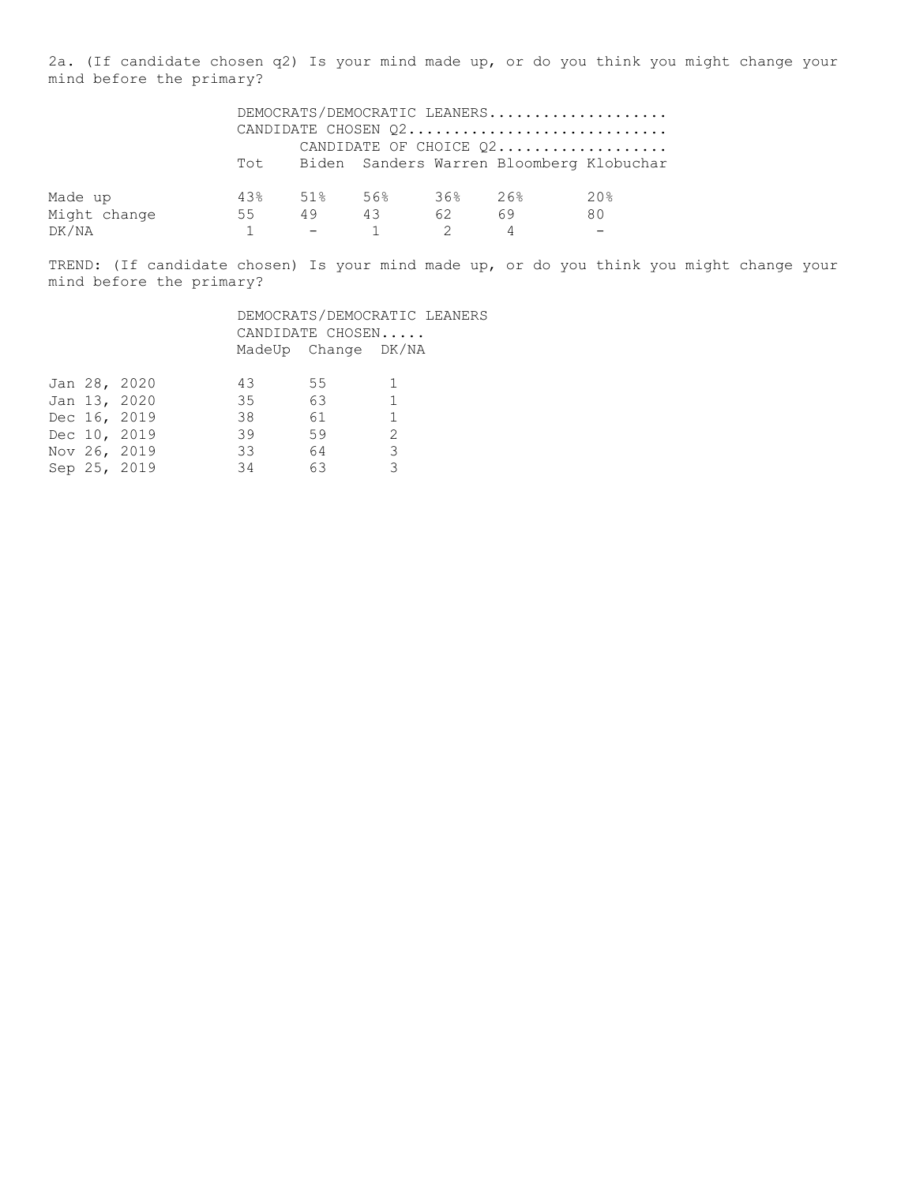2a. (If candidate chosen q2) Is your mind made up, or do you think you might change your mind before the primary?

| | DEMOCRATS/DEMOCRATIC LEANERS | | | | | |
|---|---|---|---|---|---|---|
| | CANDIDATE CHOSEN Q2 | | | | | |
| | | CANDIDATE OF CHOICE Q2 | | | | |
| | Tot | Biden | Sanders | Warren | Bloomberg | Klobuchar |
| Made up | 43% | 51% | 56% | 36% | 26% | 20% |
| Might change | 55 | 49 | 43 | 62 | 69 | 80 |
| DK/NA | 1 | - | 1 | 2 | 4 | - |

TREND: (If candidate chosen) Is your mind made up, or do you think you might change your mind before the primary?

| | DEMOCRATS/DEMOCRATIC LEANERS | | |
|---|---|---|---|
| | CANDIDATE CHOSEN | | |
| | MadeUp | Change | DK/NA |
| Jan 28, 2020 | 43 | 55 | 1 |
| Jan 13, 2020 | 35 | 63 | 1 |
| Dec 16, 2019 | 38 | 61 | 1 |
| Dec 10, 2019 | 39 | 59 | 2 |
| Nov 26, 2019 | 33 | 64 | 3 |
| Sep 25, 2019 | 34 | 63 | 3 |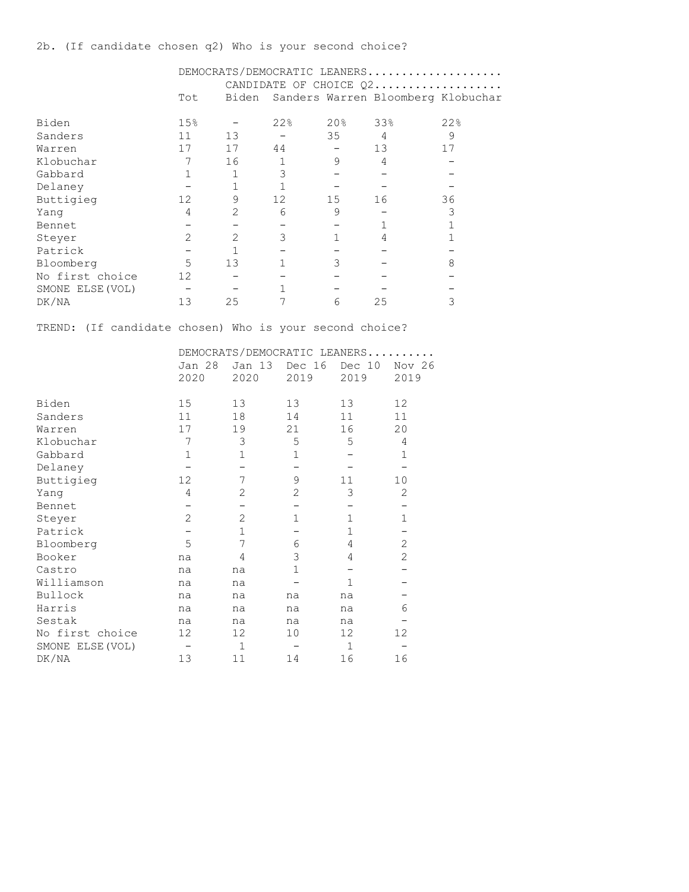2b. (If candidate chosen q2) Who is your second choice?

| | DEMOCRATS/DEMOCRATIC LEANERS.................... | | | | |
|---|---|---|---|---|---|
| | | CANDIDATE OF CHOICE Q2.................. | | | |
| | Tot | Biden | Sanders | Warren | Bloomberg | Klobuchar |
| Biden | 15% | - | 22% | 20% | 33% | 22% |
| Sanders | 11 | 13 | - | 35 | 4 | 9 |
| Warren | 17 | 17 | 44 | - | 13 | 17 |
| Klobuchar | 7 | 16 | 1 | 9 | 4 | - |
| Gabbard | 1 | 1 | 3 | - | - | - |
| Delaney | - | 1 | 1 | - | - | - |
| Buttigieg | 12 | 9 | 12 | 15 | 16 | 36 |
| Yang | 4 | 2 | 6 | 9 | - | 3 |
| Bennet | - | - | - | - | 1 | 1 |
| Steyer | 2 | 2 | 3 | 1 | 4 | 1 |
| Patrick | - | 1 | - | - | - | - |
| Bloomberg | 5 | 13 | 1 | 3 | - | 8 |
| No first choice | 12 | - | - | - | - | - |
| SMONE ELSE(VOL) | - | - | 1 | - | - | - |
| DK/NA | 13 | 25 | 7 | 6 | 25 | 3 |

TREND: (If candidate chosen) Who is your second choice?

| | DEMOCRATS/DEMOCRATIC LEANERS.......... | | | | |
|---|---|---|---|---|---|
| | Jan 28 2020 | Jan 13 2020 | Dec 16 2019 | Dec 10 2019 | Nov 26 2019 |
| Biden | 15 | 13 | 13 | 13 | 12 |
| Sanders | 11 | 18 | 14 | 11 | 11 |
| Warren | 17 | 19 | 21 | 16 | 20 |
| Klobuchar | 7 | 3 | 5 | 5 | 4 |
| Gabbard | 1 | 1 | 1 | - | 1 |
| Delaney | - | - | - | - | - |
| Buttigieg | 12 | 7 | 9 | 11 | 10 |
| Yang | 4 | 2 | 2 | 3 | 2 |
| Bennet | - | - | - | - | - |
| Steyer | 2 | 2 | 1 | 1 | 1 |
| Patrick | - | 1 | - | 1 | - |
| Bloomberg | 5 | 7 | 6 | 4 | 2 |
| Booker | na | 4 | 3 | 4 | 2 |
| Castro | na | na | 1 | - | - |
| Williamson | na | na | - | 1 | - |
| Bullock | na | na | na | na | - |
| Harris | na | na | na | na | 6 |
| Sestak | na | na | na | na | - |
| No first choice | 12 | 12 | 10 | 12 | 12 |
| SMONE ELSE(VOL) | - | 1 | - | 1 | - |
| DK/NA | 13 | 11 | 14 | 16 | 16 |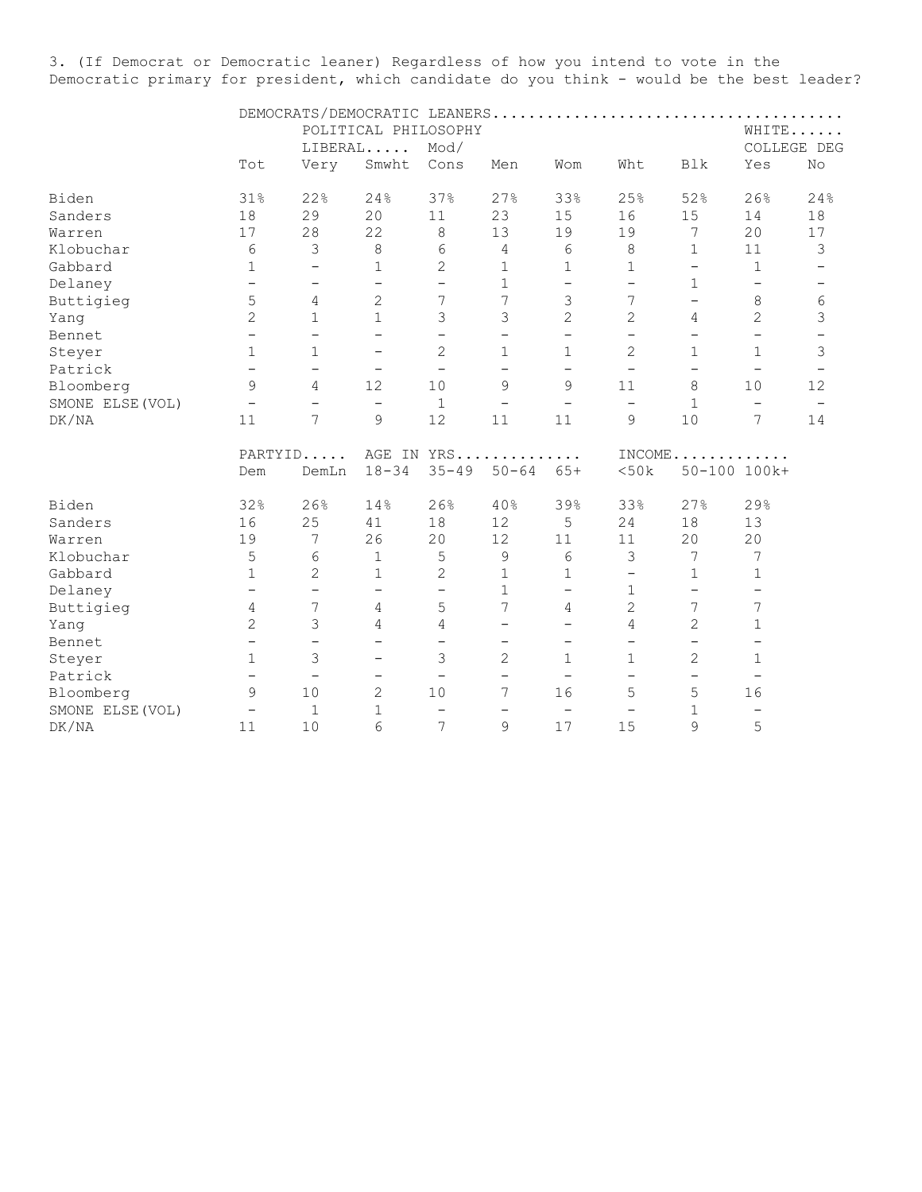3. (If Democrat or Democratic leaner) Regardless of how you intend to vote in the Democratic primary for president, which candidate do you think - would be the best leader?

| | DEMOCRATS/DEMOCRATIC LEANERS | | | | | | | | | |
|---|---|---|---|---|---|---|---|---|---|---|
| | | POLITICAL PHILOSOPHY | | | | | | | WHITE | |
| | | LIBERAL | | Mod/ | | | | | COLLEGE DEG | |
| | Tot | Very | Smwht | Cons | Men | Wom | Wht | Blk | Yes | No |
| Biden | 31% | 22% | 24% | 37% | 27% | 33% | 25% | 52% | 26% | 24% |
| Sanders | 18 | 29 | 20 | 11 | 23 | 15 | 16 | 15 | 14 | 18 |
| Warren | 17 | 28 | 22 | 8 | 13 | 19 | 19 | 7 | 20 | 17 |
| Klobuchar | 6 | 3 | 8 | 6 | 4 | 6 | 8 | 1 | 11 | 3 |
| Gabbard | 1 | - | 1 | 2 | 1 | 1 | 1 | - | 1 | - |
| Delaney | - | - | - | - | 1 | - | - | 1 | - | - |
| Buttigieg | 5 | 4 | 2 | 7 | 7 | 3 | 7 | - | 8 | 6 |
| Yang | 2 | 1 | 1 | 3 | 3 | 2 | 2 | 4 | 2 | 3 |
| Bennet | - | - | - | - | - | - | - | - | - | - |
| Steyer | 1 | 1 | - | 2 | 1 | 1 | 2 | 1 | 1 | 3 |
| Patrick | - | - | - | - | - | - | - | - | - | - |
| Bloomberg | 9 | 4 | 12 | 10 | 9 | 9 | 11 | 8 | 10 | 12 |
| SMONE ELSE(VOL) | - | - | - | 1 | - | - | - | 1 | - | - |
| DK/NA | 11 | 7 | 9 | 12 | 11 | 11 | 9 | 10 | 7 | 14 |

| | PARTYID | | AGE IN YRS | | | | INCOME | | |
|---|---|---|---|---|---|---|---|---|---|
| | Dem | DemLn | 18-34 | 35-49 | 50-64 | 65+ | <50k | 50-100 | 100k+ |
| Biden | 32% | 26% | 14% | 26% | 40% | 39% | 33% | 27% | 29% |
| Sanders | 16 | 25 | 41 | 18 | 12 | 5 | 24 | 18 | 13 |
| Warren | 19 | 7 | 26 | 20 | 12 | 11 | 11 | 20 | 20 |
| Klobuchar | 5 | 6 | 1 | 5 | 9 | 6 | 3 | 7 | 7 |
| Gabbard | 1 | 2 | 1 | 2 | 1 | 1 | - | 1 | 1 |
| Delaney | - | - | - | - | 1 | - | 1 | - | - |
| Buttigieg | 4 | 7 | 4 | 5 | 7 | 4 | 2 | 7 | 7 |
| Yang | 2 | 3 | 4 | 4 | - | - | 4 | 2 | 1 |
| Bennet | - | - | - | - | - | - | - | - | - |
| Steyer | 1 | 3 | - | 3 | 2 | 1 | 1 | 2 | 1 |
| Patrick | - | - | - | - | - | - | - | - | - |
| Bloomberg | 9 | 10 | 2 | 10 | 7 | 16 | 5 | 5 | 16 |
| SMONE ELSE(VOL) | - | 1 | 1 | - | - | - | - | 1 | - |
| DK/NA | 11 | 10 | 6 | 7 | 9 | 17 | 15 | 9 | 5 |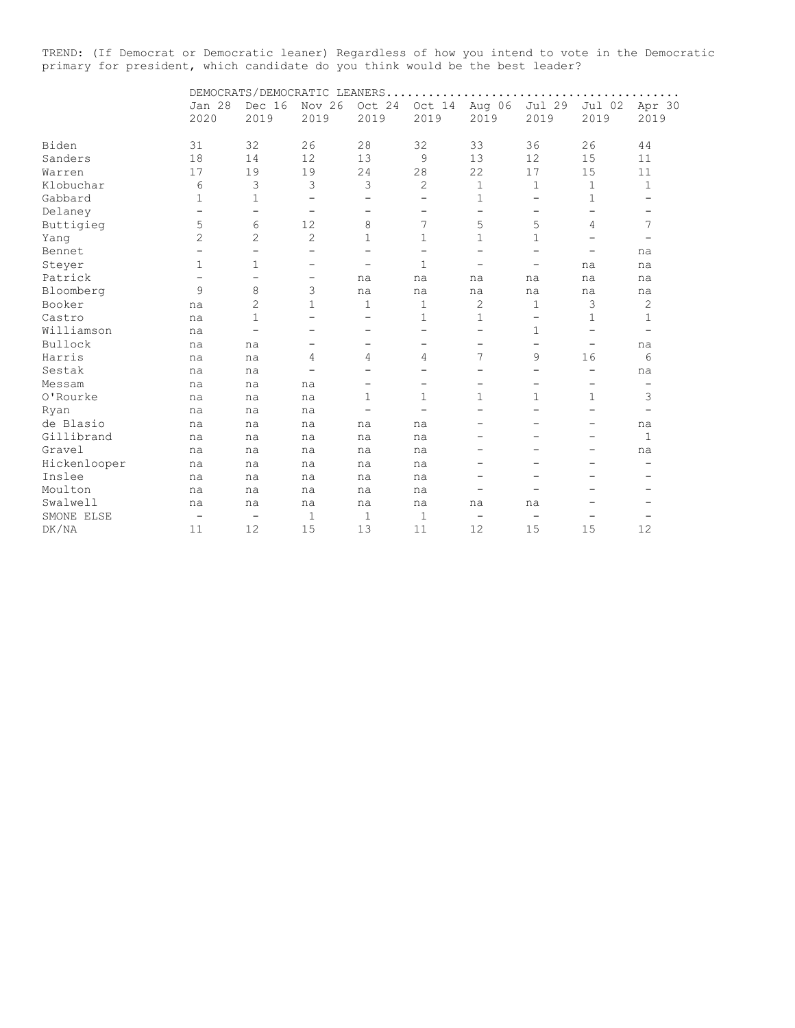TREND: (If Democrat or Democratic leaner) Regardless of how you intend to vote in the Democratic primary for president, which candidate do you think would be the best leader?

| | DEMOCRATS/DEMOCRATIC LEANERS | | | | | | | | |
|---|---|---|---|---|---|---|---|---|---|
| | Jan 28 2020 | Dec 16 2019 | Nov 26 2019 | Oct 24 2019 | Oct 14 2019 | Aug 06 2019 | Jul 29 2019 | Jul 02 2019 | Apr 30 2019 |
| Biden | 31 | 32 | 26 | 28 | 32 | 33 | 36 | 26 | 44 |
| Sanders | 18 | 14 | 12 | 13 | 9 | 13 | 12 | 15 | 11 |
| Warren | 17 | 19 | 19 | 24 | 28 | 22 | 17 | 15 | 11 |
| Klobuchar | 6 | 3 | 3 | 3 | 2 | 1 | 1 | 1 | 1 |
| Gabbard | 1 | 1 | - | - | - | 1 | - | 1 | - |
| Delaney | - | - | - | - | - | - | - | - | - |
| Buttigieg | 5 | 6 | 12 | 8 | 7 | 5 | 5 | 4 | 7 |
| Yang | 2 | 2 | 2 | 1 | 1 | 1 | 1 | - | - |
| Bennet | - | - | - | - | - | - | - | - | na |
| Steyer | 1 | 1 | - | - | 1 | - | - | na | na |
| Patrick | - | - | - | na | na | na | na | na | na |
| Bloomberg | 9 | 8 | 3 | na | na | na | na | na | na |
| Booker | na | 2 | 1 | 1 | 1 | 2 | 1 | 3 | 2 |
| Castro | na | 1 | - | - | 1 | 1 | - | 1 | 1 |
| Williamson | na | - | - | - | - | - | 1 | - | - |
| Bullock | na | na | - | - | - | - | - | - | na |
| Harris | na | na | 4 | 4 | 4 | 7 | 9 | 16 | 6 |
| Sestak | na | na | - | - | - | - | - | - | na |
| Messam | na | na | na | - | - | - | - | - | - |
| O'Rourke | na | na | na | 1 | 1 | 1 | 1 | 1 | 3 |
| Ryan | na | na | na | - | - | - | - | - | - |
| de Blasio | na | na | na | na | na | - | - | - | na |
| Gillibrand | na | na | na | na | na | - | - | - | 1 |
| Gravel | na | na | na | na | na | - | - | - | na |
| Hickenlooper | na | na | na | na | na | - | - | - | - |
| Inslee | na | na | na | na | na | - | - | - | - |
| Moulton | na | na | na | na | na | - | - | - | - |
| Swalwell | na | na | na | na | na | na | na | - | - |
| SMONE ELSE | - | - | 1 | 1 | 1 | - | - | - | - |
| DK/NA | 11 | 12 | 15 | 13 | 11 | 12 | 15 | 15 | 12 |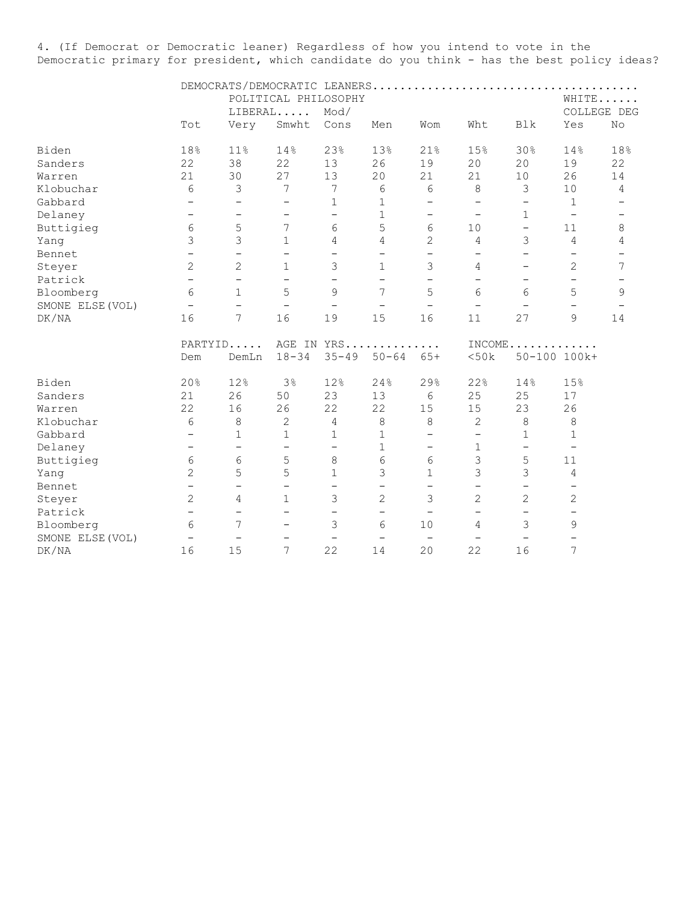4. (If Democrat or Democratic leaner) Regardless of how you intend to vote in the Democratic primary for president, which candidate do you think - has the best policy ideas?

| | DEMOCRATS/DEMOCRATIC LEANERS | | | | | | | | | |
|---|---|---|---|---|---|---|---|---|---|---|
| | | POLITICAL PHILOSOPHY | | | | | | | WHITE | |
| | | LIBERAL | | Mod/ | | | | | COLLEGE DEG | |
| | Tot | Very | Smwht | Cons | Men | Wom | Wht | Blk | Yes | No |
| Biden | 18% | 11% | 14% | 23% | 13% | 21% | 15% | 30% | 14% | 18% |
| Sanders | 22 | 38 | 22 | 13 | 26 | 19 | 20 | 20 | 19 | 22 |
| Warren | 21 | 30 | 27 | 13 | 20 | 21 | 21 | 10 | 26 | 14 |
| Klobuchar | 6 | 3 | 7 | 7 | 6 | 6 | 8 | 3 | 10 | 4 |
| Gabbard | - | - | - | 1 | 1 | - | - | - | 1 | - |
| Delaney | - | - | - | - | 1 | - | - | 1 | - | - |
| Buttigieg | 6 | 5 | 7 | 6 | 5 | 6 | 10 | - | 11 | 8 |
| Yang | 3 | 3 | 1 | 4 | 4 | 2 | 4 | 3 | 4 | 4 |
| Bennet | - | - | - | - | - | - | - | - | - | - |
| Steyer | 2 | 2 | 1 | 3 | 1 | 3 | 4 | - | 2 | 7 |
| Patrick | - | - | - | - | - | - | - | - | - | - |
| Bloomberg | 6 | 1 | 5 | 9 | 7 | 5 | 6 | 6 | 5 | 9 |
| SMONE ELSE(VOL) | - | - | - | - | - | - | - | - | - | - |
| DK/NA | 16 | 7 | 16 | 19 | 15 | 16 | 11 | 27 | 9 | 14 |

| | PARTYID | | AGE IN YRS | | | | INCOME | | |
|---|---|---|---|---|---|---|---|---|---|
| | Dem | DemLn | 18-34 | 35-49 | 50-64 | 65+ | <50k | 50-100 | 100k+ |
| Biden | 20% | 12% | 3% | 12% | 24% | 29% | 22% | 14% | 15% |
| Sanders | 21 | 26 | 50 | 23 | 13 | 6 | 25 | 25 | 17 |
| Warren | 22 | 16 | 26 | 22 | 22 | 15 | 15 | 23 | 26 |
| Klobuchar | 6 | 8 | 2 | 4 | 8 | 8 | 2 | 8 | 8 |
| Gabbard | - | 1 | 1 | 1 | 1 | - | - | 1 | 1 |
| Delaney | - | - | - | - | 1 | - | 1 | - | - |
| Buttigieg | 6 | 6 | 5 | 8 | 6 | 6 | 3 | 5 | 11 |
| Yang | 2 | 5 | 5 | 1 | 3 | 1 | 3 | 3 | 4 |
| Bennet | - | - | - | - | - | - | - | - | - |
| Steyer | 2 | 4 | 1 | 3 | 2 | 3 | 2 | 2 | 2 |
| Patrick | - | - | - | - | - | - | - | - | - |
| Bloomberg | 6 | 7 | - | 3 | 6 | 10 | 4 | 3 | 9 |
| SMONE ELSE(VOL) | - | - | - | - | - | - | - | - | - |
| DK/NA | 16 | 15 | 7 | 22 | 14 | 20 | 22 | 16 | 7 |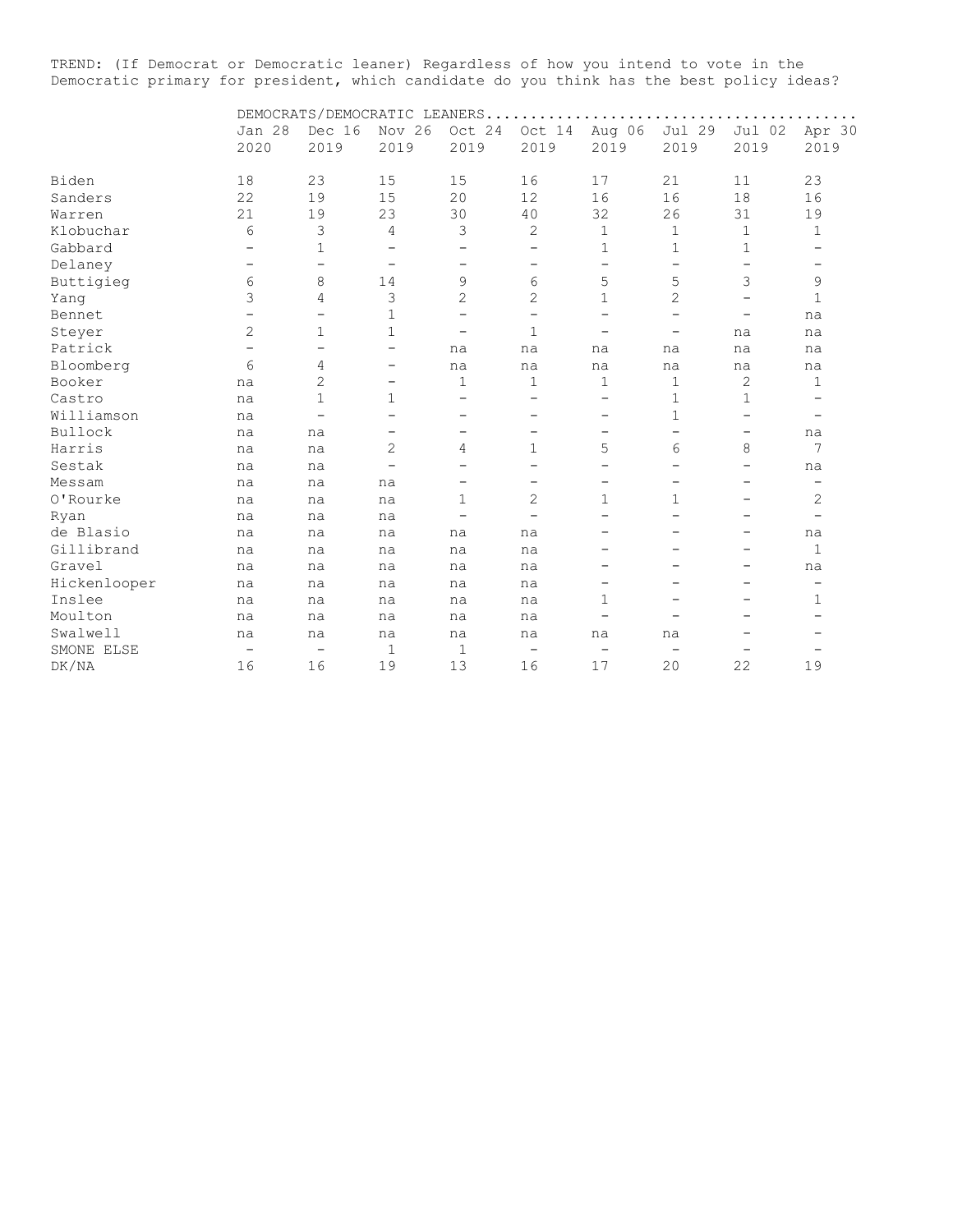TREND: (If Democrat or Democratic leaner) Regardless of how you intend to vote in the Democratic primary for president, which candidate do you think has the best policy ideas?

| | DEMOCRATS/DEMOCRATIC LEANERS | | | | | | | | |
|---|---|---|---|---|---|---|---|---|---|
| | Jan 28 2020 | Dec 16 2019 | Nov 26 2019 | Oct 24 2019 | Oct 14 2019 | Aug 06 2019 | Jul 29 2019 | Jul 02 2019 | Apr 30 2019 |
| Biden | 18 | 23 | 15 | 15 | 16 | 17 | 21 | 11 | 23 |
| Sanders | 22 | 19 | 15 | 20 | 12 | 16 | 16 | 18 | 16 |
| Warren | 21 | 19 | 23 | 30 | 40 | 32 | 26 | 31 | 19 |
| Klobuchar | 6 | 3 | 4 | 3 | 2 | 1 | 1 | 1 | 1 |
| Gabbard | – | 1 | – | – | – | 1 | 1 | 1 | – |
| Delaney | – | – | – | – | – | – | – | – | – |
| Buttigieg | 6 | 8 | 14 | 9 | 6 | 5 | 5 | 3 | 9 |
| Yang | 3 | 4 | 3 | 2 | 2 | 1 | 2 | – | 1 |
| Bennet | – | – | 1 | – | – | – | – | – | na |
| Steyer | 2 | 1 | 1 | – | 1 | – | – | na | na |
| Patrick | – | – | – | na | na | na | na | na | na |
| Bloomberg | 6 | 4 | – | na | na | na | na | na | na |
| Booker | na | 2 | – | 1 | 1 | 1 | 1 | 2 | 1 |
| Castro | na | 1 | 1 | – | – | – | 1 | 1 | – |
| Williamson | na | – | – | – | – | – | 1 | – | – |
| Bullock | na | na | – | – | – | – | – | – | na |
| Harris | na | na | 2 | 4 | 1 | 5 | 6 | 8 | 7 |
| Sestak | na | na | – | – | – | – | – | – | na |
| Messam | na | na | na | – | – | – | – | – | – |
| O'Rourke | na | na | na | 1 | 2 | 1 | 1 | – | 2 |
| Ryan | na | na | na | – | – | – | – | – | – |
| de Blasio | na | na | na | na | na | – | – | – | na |
| Gillibrand | na | na | na | na | na | – | – | – | 1 |
| Gravel | na | na | na | na | na | – | – | – | na |
| Hickenlooper | na | na | na | na | na | – | – | – | – |
| Inslee | na | na | na | na | na | 1 | – | – | 1 |
| Moulton | na | na | na | na | na | – | – | – | – |
| Swalwell | na | na | na | na | na | na | na | – | – |
| SMONE ELSE | – | – | 1 | 1 | – | – | – | – | – |
| DK/NA | 16 | 16 | 19 | 13 | 16 | 17 | 20 | 22 | 19 |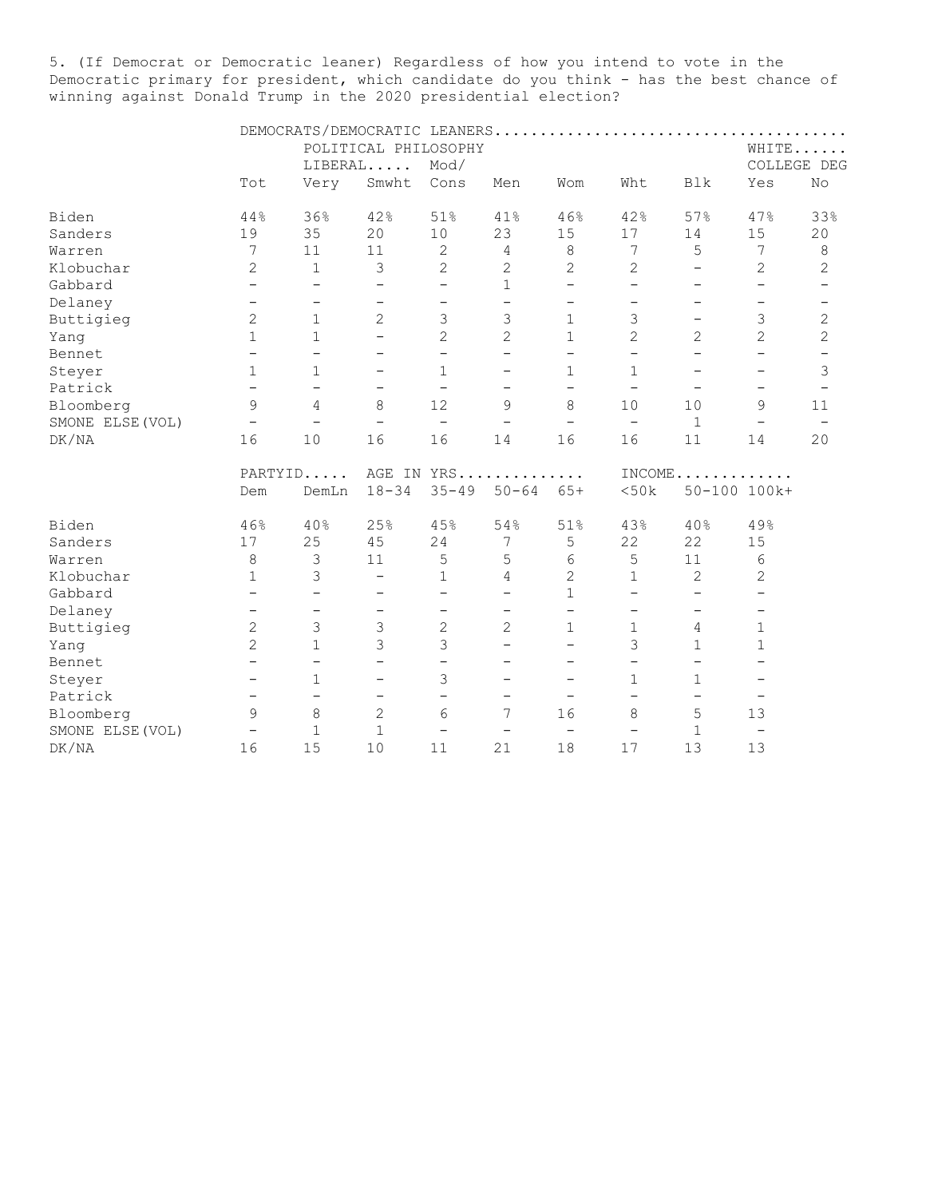5. (If Democrat or Democratic leaner) Regardless of how you intend to vote in the Democratic primary for president, which candidate do you think - has the best chance of winning against Donald Trump in the 2020 presidential election?

| | DEMOCRATS/DEMOCRATIC LEANERS | | | | | | | | | |
|---|---|---|---|---|---|---|---|---|---|---|
| | | POLITICAL PHILOSOPHY | | | | | | | WHITE | |
| | | LIBERAL | | Mod/ | | | | | COLLEGE DEG | |
| | Tot | Very | Smwht | Cons | Men | Wom | Wht | Blk | Yes | No |
| Biden | 44% | 36% | 42% | 51% | 41% | 46% | 42% | 57% | 47% | 33% |
| Sanders | 19 | 35 | 20 | 10 | 23 | 15 | 17 | 14 | 15 | 20 |
| Warren | 7 | 11 | 11 | 2 | 4 | 8 | 7 | 5 | 7 | 8 |
| Klobuchar | 2 | 1 | 3 | 2 | 2 | 2 | 2 | - | 2 | 2 |
| Gabbard | - | - | - | - | 1 | - | - | - | - | - |
| Delaney | - | - | - | - | - | - | - | - | - | - |
| Buttigieg | 2 | 1 | 2 | 3 | 3 | 1 | 3 | - | 3 | 2 |
| Yang | 1 | 1 | - | 2 | 2 | 1 | 2 | 2 | 2 | 2 |
| Bennet | - | - | - | - | - | - | - | - | - | - |
| Steyer | 1 | 1 | - | 1 | - | 1 | 1 | - | - | 3 |
| Patrick | - | - | - | - | - | - | - | - | - | - |
| Bloomberg | 9 | 4 | 8 | 12 | 9 | 8 | 10 | 10 | 9 | 11 |
| SMONE ELSE(VOL) | - | - | - | - | - | - | - | 1 | - | - |
| DK/NA | 16 | 10 | 16 | 16 | 14 | 16 | 16 | 11 | 14 | 20 |

| | PARTYID | | AGE IN YRS | | | | INCOME | | |
|---|---|---|---|---|---|---|---|---|---|
| | Dem | DemLn | 18-34 | 35-49 | 50-64 | 65+ | <50k | 50-100 | 100k+ |
| Biden | 46% | 40% | 25% | 45% | 54% | 51% | 43% | 40% | 49% |
| Sanders | 17 | 25 | 45 | 24 | 7 | 5 | 22 | 22 | 15 |
| Warren | 8 | 3 | 11 | 5 | 5 | 6 | 5 | 11 | 6 |
| Klobuchar | 1 | 3 | - | 1 | 4 | 2 | 1 | 2 | 2 |
| Gabbard | - | - | - | - | - | 1 | - | - | - |
| Delaney | - | - | - | - | - | - | - | - | - |
| Buttigieg | 2 | 3 | 3 | 2 | 2 | 1 | 1 | 4 | 1 |
| Yang | 2 | 1 | 3 | 3 | - | - | 3 | 1 | 1 |
| Bennet | - | - | - | - | - | - | - | - | - |
| Steyer | - | 1 | - | 3 | - | - | 1 | 1 | - |
| Patrick | - | - | - | - | - | - | - | - | - |
| Bloomberg | 9 | 8 | 2 | 6 | 7 | 16 | 8 | 5 | 13 |
| SMONE ELSE(VOL) | - | 1 | 1 | - | - | - | - | 1 | - |
| DK/NA | 16 | 15 | 10 | 11 | 21 | 18 | 17 | 13 | 13 |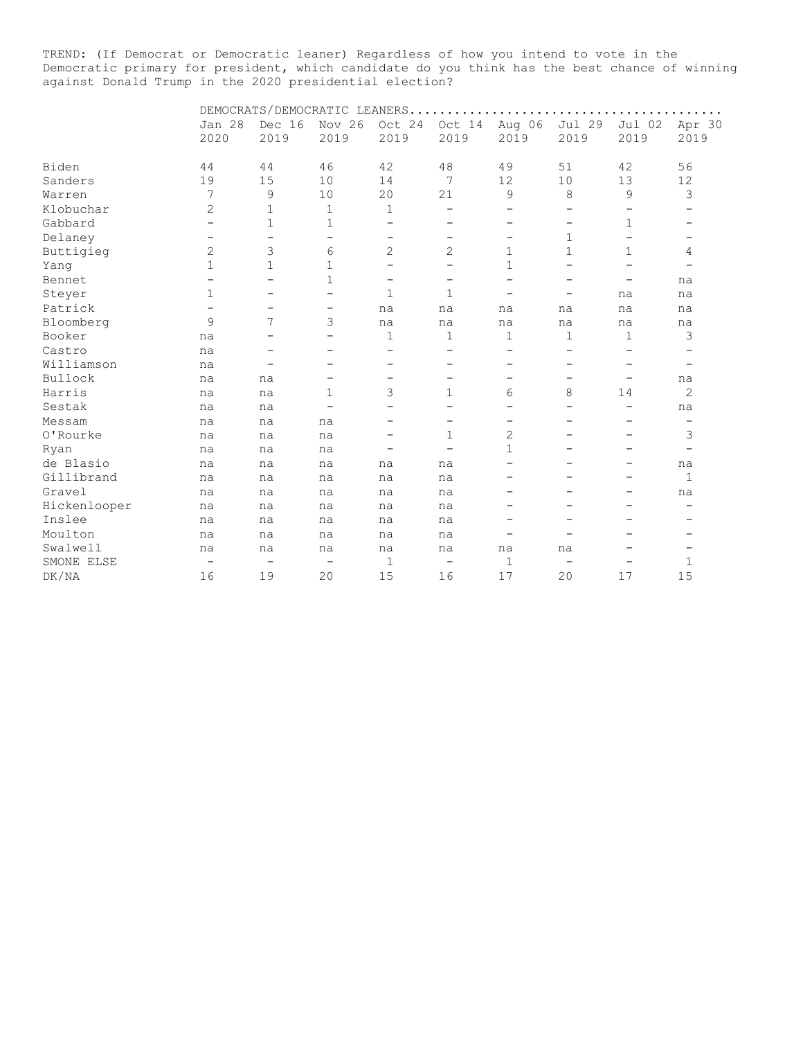TREND: (If Democrat or Democratic leaner) Regardless of how you intend to vote in the Democratic primary for president, which candidate do you think has the best chance of winning against Donald Trump in the 2020 presidential election?

| | DEMOCRATS/DEMOCRATIC LEANERS | | | | | | | | |
|---|---|---|---|---|---|---|---|---|---|
| | Jan 28 2020 | Dec 16 2019 | Nov 26 2019 | Oct 24 2019 | Oct 14 2019 | Aug 06 2019 | Jul 29 2019 | Jul 02 2019 | Apr 30 2019 |
| Biden | 44 | 44 | 46 | 42 | 48 | 49 | 51 | 42 | 56 |
| Sanders | 19 | 15 | 10 | 14 | 7 | 12 | 10 | 13 | 12 |
| Warren | 7 | 9 | 10 | 20 | 21 | 9 | 8 | 9 | 3 |
| Klobuchar | 2 | 1 | 1 | 1 | – | – | – | – | – |
| Gabbard | – | 1 | 1 | – | – | – | – | 1 | – |
| Delaney | – | – | – | – | – | – | 1 | – | – |
| Buttigieg | 2 | 3 | 6 | 2 | 2 | 1 | 1 | 1 | 4 |
| Yang | 1 | 1 | 1 | – | – | 1 | – | – | – |
| Bennet | – | – | 1 | – | – | – | – | – | na |
| Steyer | 1 | – | – | 1 | 1 | – | – | na | na |
| Patrick | – | – | – | na | na | na | na | na | na |
| Bloomberg | 9 | 7 | 3 | na | na | na | na | na | na |
| Booker | na | – | – | 1 | 1 | 1 | 1 | 1 | 3 |
| Castro | na | – | – | – | – | – | – | – | – |
| Williamson | na | – | – | – | – | – | – | – | – |
| Bullock | na | na | – | – | – | – | – | – | na |
| Harris | na | na | 1 | 3 | 1 | 6 | 8 | 14 | 2 |
| Sestak | na | na | – | – | – | – | – | – | na |
| Messam | na | na | na | – | – | – | – | – | – |
| O'Rourke | na | na | na | – | 1 | 2 | – | – | 3 |
| Ryan | na | na | na | – | – | 1 | – | – | – |
| de Blasio | na | na | na | na | na | – | – | – | na |
| Gillibrand | na | na | na | na | na | – | – | – | 1 |
| Gravel | na | na | na | na | na | – | – | – | na |
| Hickenlooper | na | na | na | na | na | – | – | – | – |
| Inslee | na | na | na | na | na | – | – | – | – |
| Moulton | na | na | na | na | na | – | – | – | – |
| Swalwell | na | na | na | na | na | na | na | – | – |
| SMONE ELSE | – | – | – | 1 | – | 1 | – | – | 1 |
| DK/NA | 16 | 19 | 20 | 15 | 16 | 17 | 20 | 17 | 15 |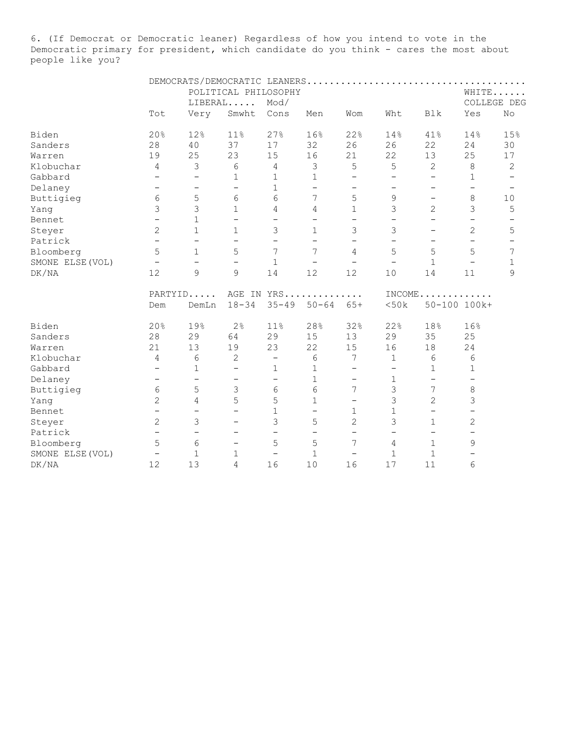6. (If Democrat or Democratic leaner) Regardless of how you intend to vote in the Democratic primary for president, which candidate do you think - cares the most about people like you?

| | DEMOCRATS/DEMOCRATIC LEANERS | | | | | | | | | |
|---|---|---|---|---|---|---|---|---|---|---|
| | | POLITICAL PHILOSOPHY | | | | | | | WHITE | |
| | | LIBERAL | | Mod/ | | | | | COLLEGE DEG | |
| | Tot | Very | Smwht | Cons | Men | Wom | Wht | Blk | Yes | No |
| Biden | 20% | 12% | 11% | 27% | 16% | 22% | 14% | 41% | 14% | 15% |
| Sanders | 28 | 40 | 37 | 17 | 32 | 26 | 26 | 22 | 24 | 30 |
| Warren | 19 | 25 | 23 | 15 | 16 | 21 | 22 | 13 | 25 | 17 |
| Klobuchar | 4 | 3 | 6 | 4 | 3 | 5 | 5 | 2 | 8 | 2 |
| Gabbard | - | - | 1 | 1 | 1 | - | - | - | 1 | - |
| Delaney | - | - | - | 1 | - | - | - | - | - | - |
| Buttigieg | 6 | 5 | 6 | 6 | 7 | 5 | 9 | - | 8 | 10 |
| Yang | 3 | 3 | 1 | 4 | 4 | 1 | 3 | 2 | 3 | 5 |
| Bennet | - | 1 | - | - | - | - | - | - | - | - |
| Steyer | 2 | 1 | 1 | 3 | 1 | 3 | 3 | - | 2 | 5 |
| Patrick | - | - | - | - | - | - | - | - | - | - |
| Bloomberg | 5 | 1 | 5 | 7 | 7 | 4 | 5 | 5 | 5 | 7 |
| SMONE ELSE(VOL) | - | - | - | 1 | - | - | - | 1 | - | 1 |
| DK/NA | 12 | 9 | 9 | 14 | 12 | 12 | 10 | 14 | 11 | 9 |

| | PARTYID | | AGE IN YRS | | | | INCOME | | |
|---|---|---|---|---|---|---|---|---|---|
| | Dem | DemLn | 18-34 | 35-49 | 50-64 | 65+ | <50k | 50-100 | 100k+ |
| Biden | 20% | 19% | 2% | 11% | 28% | 32% | 22% | 18% | 16% |
| Sanders | 28 | 29 | 64 | 29 | 15 | 13 | 29 | 35 | 25 |
| Warren | 21 | 13 | 19 | 23 | 22 | 15 | 16 | 18 | 24 |
| Klobuchar | 4 | 6 | 2 | - | 6 | 7 | 1 | 6 | 6 |
| Gabbard | - | 1 | - | 1 | 1 | - | - | 1 | 1 |
| Delaney | - | - | - | - | 1 | - | 1 | - | - |
| Buttigieg | 6 | 5 | 3 | 6 | 6 | 7 | 3 | 7 | 8 |
| Yang | 2 | 4 | 5 | 5 | 1 | - | 3 | 2 | 3 |
| Bennet | - | - | - | 1 | - | 1 | 1 | - | - |
| Steyer | 2 | 3 | - | 3 | 5 | 2 | 3 | 1 | 2 |
| Patrick | - | - | - | - | - | - | - | - | - |
| Bloomberg | 5 | 6 | - | 5 | 5 | 7 | 4 | 1 | 9 |
| SMONE ELSE(VOL) | - | 1 | 1 | - | 1 | - | 1 | 1 | - |
| DK/NA | 12 | 13 | 4 | 16 | 10 | 16 | 17 | 11 | 6 |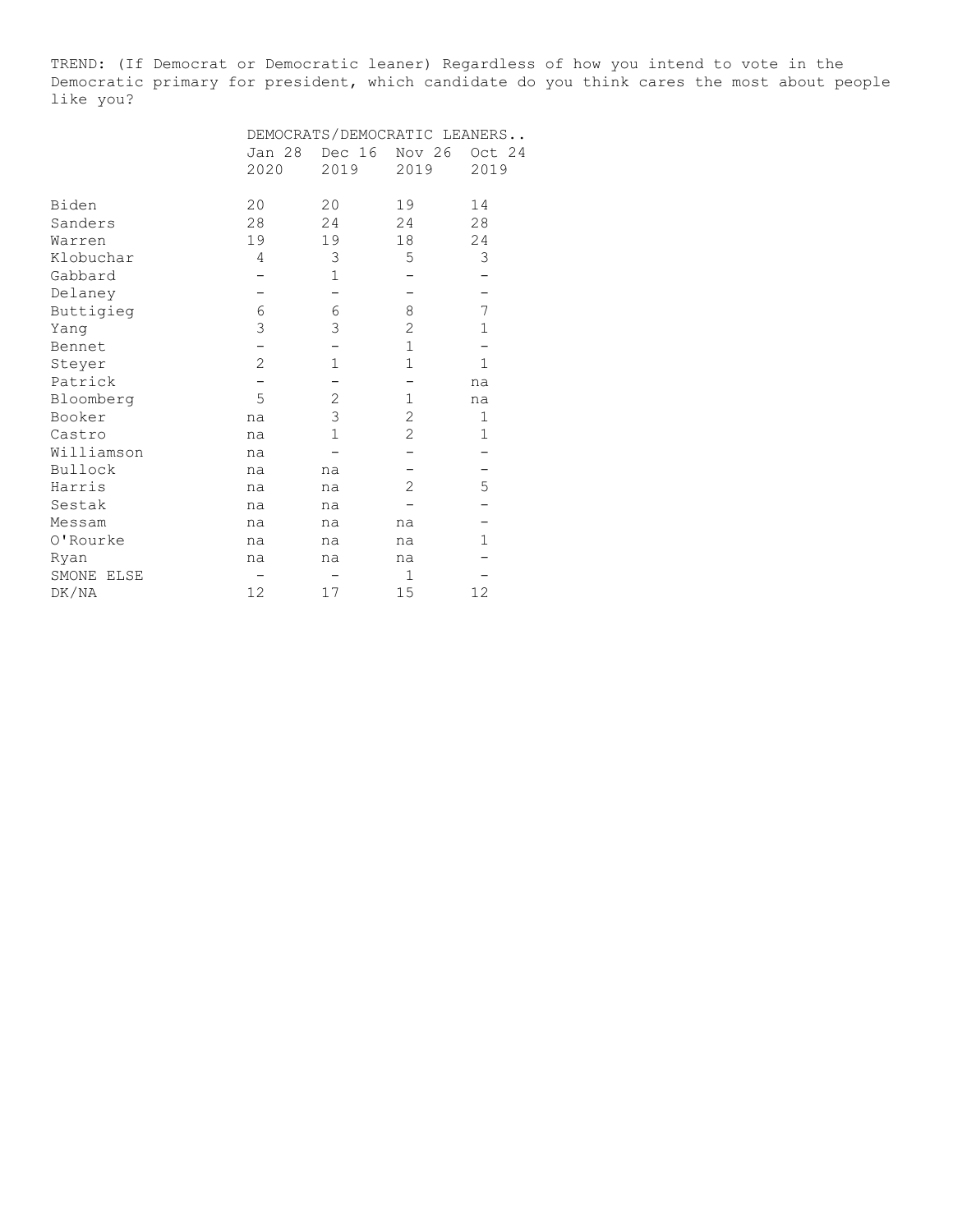TREND: (If Democrat or Democratic leaner) Regardless of how you intend to vote in the Democratic primary for president, which candidate do you think cares the most about people like you?

| | DEMOCRATS/DEMOCRATIC LEANERS.. | | | |
|---|---|---|---|---|
| | Jan 28 2020 | Dec 16 2019 | Nov 26 2019 | Oct 24 2019 |
| Biden | 20 | 20 | 19 | 14 |
| Sanders | 28 | 24 | 24 | 28 |
| Warren | 19 | 19 | 18 | 24 |
| Klobuchar | 4 | 3 | 5 | 3 |
| Gabbard | - | 1 | - | - |
| Delaney | - | - | - | - |
| Buttigieg | 6 | 6 | 8 | 7 |
| Yang | 3 | 3 | 2 | 1 |
| Bennet | - | - | 1 | - |
| Steyer | 2 | 1 | 1 | 1 |
| Patrick | - | - | - | na |
| Bloomberg | 5 | 2 | 1 | na |
| Booker | na | 3 | 2 | 1 |
| Castro | na | 1 | 2 | 1 |
| Williamson | na | - | - | - |
| Bullock | na | na | - | - |
| Harris | na | na | 2 | 5 |
| Sestak | na | na | - | - |
| Messam | na | na | na | - |
| O'Rourke | na | na | na | 1 |
| Ryan | na | na | na | - |
| SMONE ELSE | - | - | 1 | - |
| DK/NA | 12 | 17 | 15 | 12 |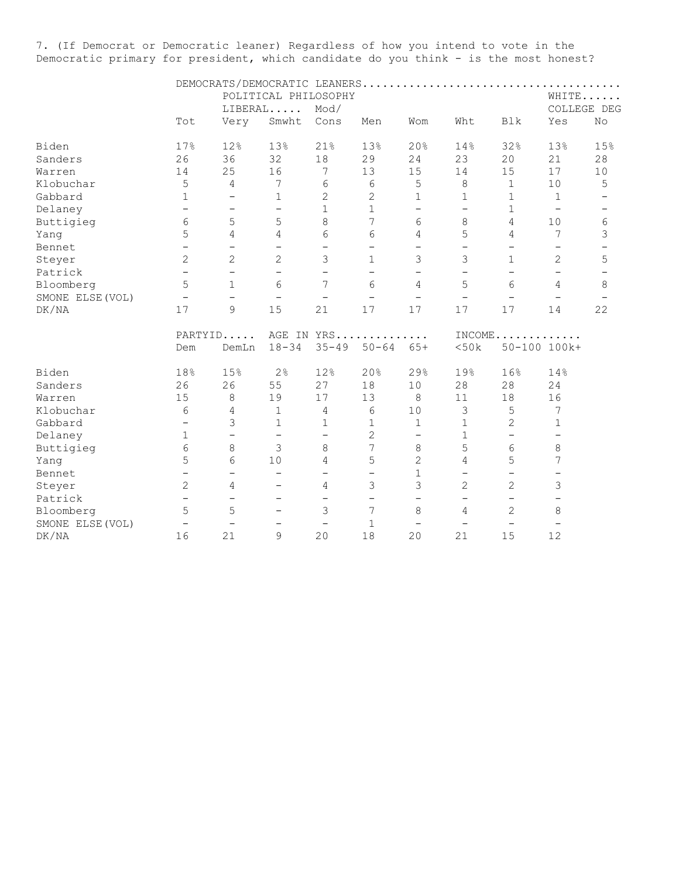7. (If Democrat or Democratic leaner) Regardless of how you intend to vote in the Democratic primary for president, which candidate do you think - is the most honest?

| | DEMOCRATS/DEMOCRATIC LEANERS | | | | | | | | | |
|---|---|---|---|---|---|---|---|---|---|---|
| | | POLITICAL PHILOSOPHY | | | | | | | WHITE | |
| | | LIBERAL | | Mod/ | | | | | COLLEGE DEG | |
| | Tot | Very | Smwht | Cons | Men | Wom | Wht | Blk | Yes | No |
| Biden | 17% | 12% | 13% | 21% | 13% | 20% | 14% | 32% | 13% | 15% |
| Sanders | 26 | 36 | 32 | 18 | 29 | 24 | 23 | 20 | 21 | 28 |
| Warren | 14 | 25 | 16 | 7 | 13 | 15 | 14 | 15 | 17 | 10 |
| Klobuchar | 5 | 4 | 7 | 6 | 6 | 5 | 8 | 1 | 10 | 5 |
| Gabbard | 1 | - | 1 | 2 | 2 | 1 | 1 | 1 | 1 | - |
| Delaney | - | - | - | 1 | 1 | - | - | 1 | - | - |
| Buttigieg | 6 | 5 | 5 | 8 | 7 | 6 | 8 | 4 | 10 | 6 |
| Yang | 5 | 4 | 4 | 6 | 6 | 4 | 5 | 4 | 7 | 3 |
| Bennet | - | - | - | - | - | - | - | - | - | - |
| Steyer | 2 | 2 | 2 | 3 | 1 | 3 | 3 | 1 | 2 | 5 |
| Patrick | - | - | - | - | - | - | - | - | - | - |
| Bloomberg | 5 | 1 | 6 | 7 | 6 | 4 | 5 | 6 | 4 | 8 |
| SMONE ELSE(VOL) | - | - | - | - | - | - | - | - | - | - |
| DK/NA | 17 | 9 | 15 | 21 | 17 | 17 | 17 | 17 | 14 | 22 |

| | PARTYID | | AGE IN YRS | | | | INCOME | | |
|---|---|---|---|---|---|---|---|---|---|
| | Dem | DemLn | 18-34 | 35-49 | 50-64 | 65+ | <50k | 50-100 | 100k+ |
| Biden | 18% | 15% | 2% | 12% | 20% | 29% | 19% | 16% | 14% |
| Sanders | 26 | 26 | 55 | 27 | 18 | 10 | 28 | 28 | 24 |
| Warren | 15 | 8 | 19 | 17 | 13 | 8 | 11 | 18 | 16 |
| Klobuchar | 6 | 4 | 1 | 4 | 6 | 10 | 3 | 5 | 7 |
| Gabbard | - | 3 | 1 | 1 | 1 | 1 | 1 | 2 | 1 |
| Delaney | 1 | - | - | - | 2 | - | 1 | - | - |
| Buttigieg | 6 | 8 | 3 | 8 | 7 | 8 | 5 | 6 | 8 |
| Yang | 5 | 6 | 10 | 4 | 5 | 2 | 4 | 5 | 7 |
| Bennet | - | - | - | - | - | 1 | - | - | - |
| Steyer | 2 | 4 | - | 4 | 3 | 3 | 2 | 2 | 3 |
| Patrick | - | - | - | - | - | - | - | - | - |
| Bloomberg | 5 | 5 | - | 3 | 7 | 8 | 4 | 2 | 8 |
| SMONE ELSE(VOL) | - | - | - | - | 1 | - | - | - | - |
| DK/NA | 16 | 21 | 9 | 20 | 18 | 20 | 21 | 15 | 12 |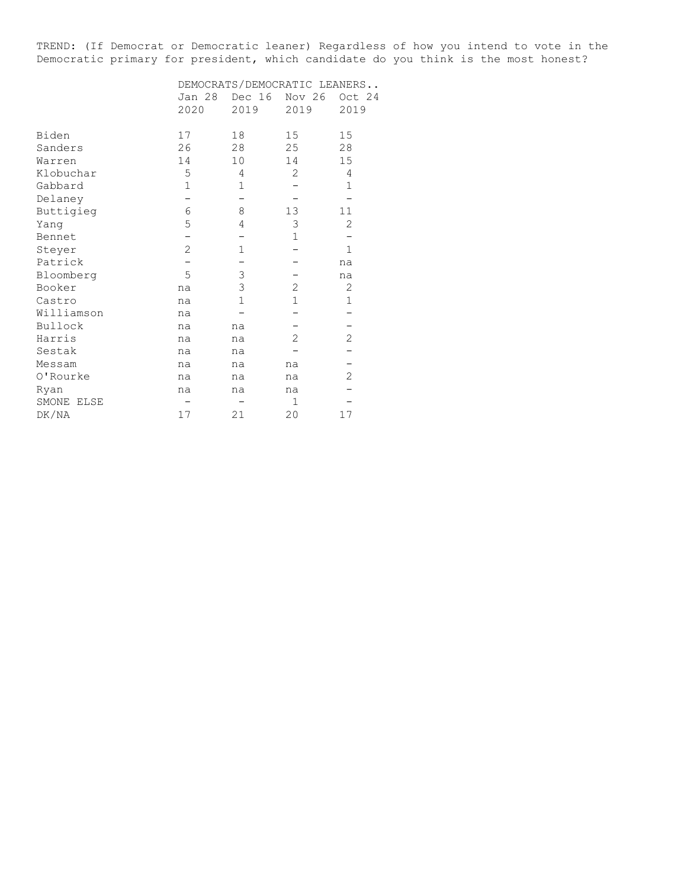TREND: (If Democrat or Democratic leaner) Regardless of how you intend to vote in the Democratic primary for president, which candidate do you think is the most honest?

| | DEMOCRATS/DEMOCRATIC LEANERS.. | | | |
|---|---|---|---|---|
| | Jan 28 2020 | Dec 16 2019 | Nov 26 2019 | Oct 24 2019 |
| Biden | 17 | 18 | 15 | 15 |
| Sanders | 26 | 28 | 25 | 28 |
| Warren | 14 | 10 | 14 | 15 |
| Klobuchar | 5 | 4 | 2 | 4 |
| Gabbard | 1 | 1 | - | 1 |
| Delaney | - | - | - | - |
| Buttigieg | 6 | 8 | 13 | 11 |
| Yang | 5 | 4 | 3 | 2 |
| Bennet | - | - | 1 | - |
| Steyer | 2 | 1 | - | 1 |
| Patrick | - | - | - | na |
| Bloomberg | 5 | 3 | - | na |
| Booker | na | 3 | 2 | 2 |
| Castro | na | 1 | 1 | 1 |
| Williamson | na | - | - | - |
| Bullock | na | na | - | - |
| Harris | na | na | 2 | 2 |
| Sestak | na | na | - | - |
| Messam | na | na | na | - |
| O'Rourke | na | na | na | 2 |
| Ryan | na | na | na | - |
| SMONE ELSE | - | - | 1 | - |
| DK/NA | 17 | 21 | 20 | 17 |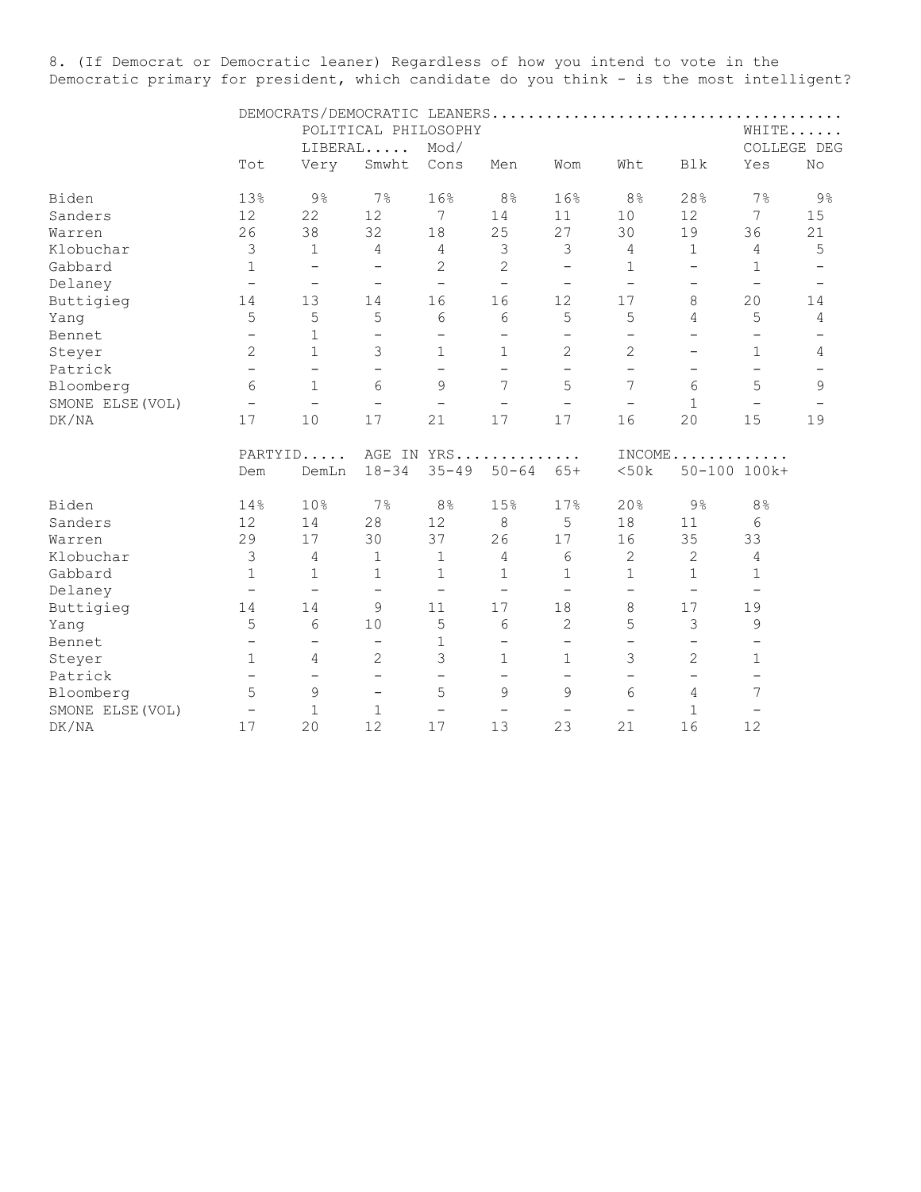8. (If Democrat or Democratic leaner) Regardless of how you intend to vote in the Democratic primary for president, which candidate do you think - is the most intelligent?

| | DEMOCRATS/DEMOCRATIC LEANERS | | | | | | | | | |
|---|---|---|---|---|---|---|---|---|---|---|
| | | POLITICAL PHILOSOPHY | | | | | | | WHITE | |
| | | LIBERAL | | Mod/ | | | | | COLLEGE DEG | |
| | Tot | Very | Smwht | Cons | Men | Wom | Wht | Blk | Yes | No |
| Biden | 13% | 9% | 7% | 16% | 8% | 16% | 8% | 28% | 7% | 9% |
| Sanders | 12 | 22 | 12 | 7 | 14 | 11 | 10 | 12 | 7 | 15 |
| Warren | 26 | 38 | 32 | 18 | 25 | 27 | 30 | 19 | 36 | 21 |
| Klobuchar | 3 | 1 | 4 | 4 | 3 | 3 | 4 | 1 | 4 | 5 |
| Gabbard | 1 | - | - | 2 | 2 | - | 1 | - | 1 | - |
| Delaney | - | - | - | - | - | - | - | - | - | - |
| Buttigieg | 14 | 13 | 14 | 16 | 16 | 12 | 17 | 8 | 20 | 14 |
| Yang | 5 | 5 | 5 | 6 | 6 | 5 | 5 | 4 | 5 | 4 |
| Bennet | - | 1 | - | - | - | - | - | - | - | - |
| Steyer | 2 | 1 | 3 | 1 | 1 | 2 | 2 | - | 1 | 4 |
| Patrick | - | - | - | - | - | - | - | - | - | - |
| Bloomberg | 6 | 1 | 6 | 9 | 7 | 5 | 7 | 6 | 5 | 9 |
| SMONE ELSE(VOL) | - | - | - | - | - | - | - | 1 | - | - |
| DK/NA | 17 | 10 | 17 | 21 | 17 | 17 | 16 | 20 | 15 | 19 |

| | PARTYID | | AGE IN YRS | | | | INCOME | | |
|---|---|---|---|---|---|---|---|---|---|
| | Dem | DemLn | 18-34 | 35-49 | 50-64 | 65+ | <50k | 50-100 | 100k+ |
| Biden | 14% | 10% | 7% | 8% | 15% | 17% | 20% | 9% | 8% |
| Sanders | 12 | 14 | 28 | 12 | 8 | 5 | 18 | 11 | 6 |
| Warren | 29 | 17 | 30 | 37 | 26 | 17 | 16 | 35 | 33 |
| Klobuchar | 3 | 4 | 1 | 1 | 4 | 6 | 2 | 2 | 4 |
| Gabbard | 1 | 1 | 1 | 1 | 1 | 1 | 1 | 1 | 1 |
| Delaney | - | - | - | - | - | - | - | - | - |
| Buttigieg | 14 | 14 | 9 | 11 | 17 | 18 | 8 | 17 | 19 |
| Yang | 5 | 6 | 10 | 5 | 6 | 2 | 5 | 3 | 9 |
| Bennet | - | - | - | 1 | - | - | - | - | - |
| Steyer | 1 | 4 | 2 | 3 | 1 | 1 | 3 | 2 | 1 |
| Patrick | - | - | - | - | - | - | - | - | - |
| Bloomberg | 5 | 9 | - | 5 | 9 | 9 | 6 | 4 | 7 |
| SMONE ELSE(VOL) | - | 1 | 1 | - | - | - | - | 1 | - |
| DK/NA | 17 | 20 | 12 | 17 | 13 | 23 | 21 | 16 | 12 |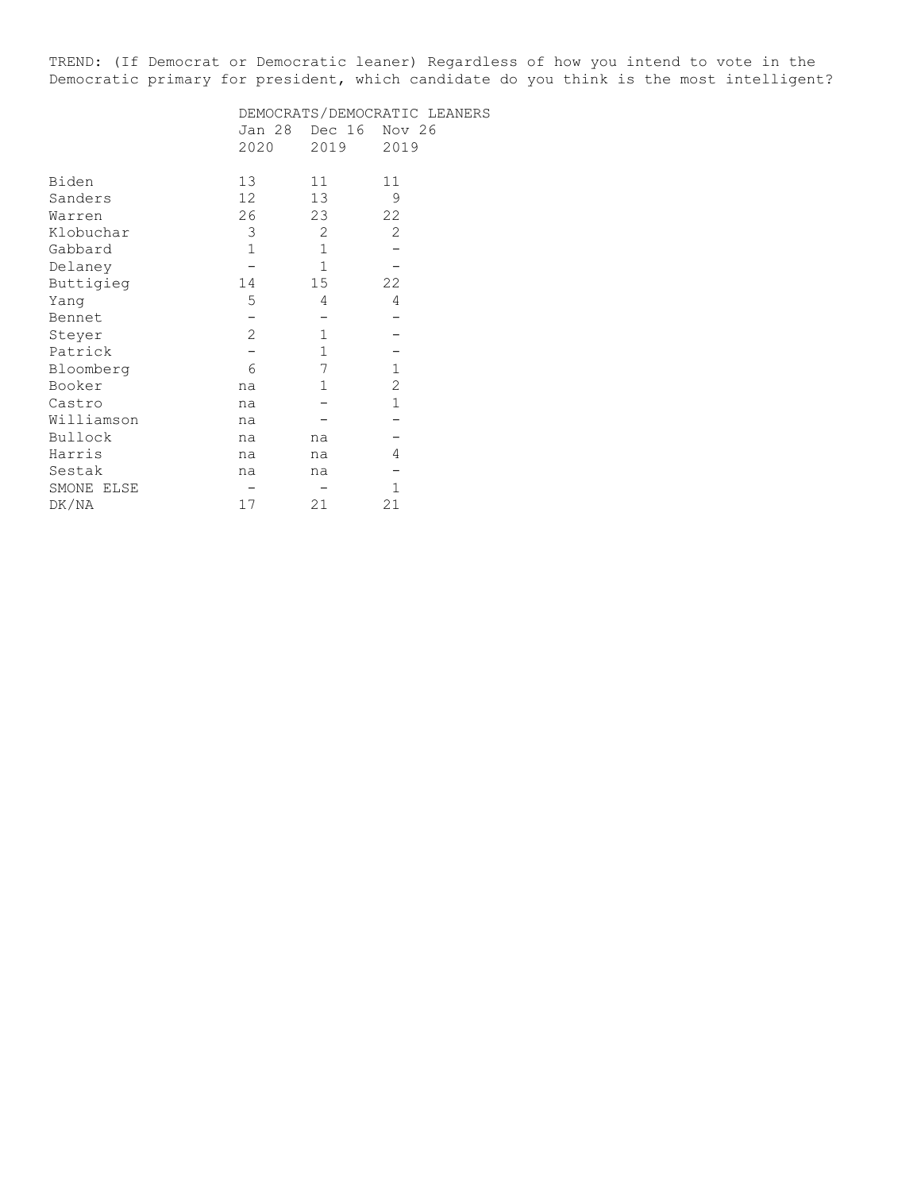TREND: (If Democrat or Democratic leaner) Regardless of how you intend to vote in the Democratic primary for president, which candidate do you think is the most intelligent?

| | DEMOCRATS/DEMOCRATIC LEANERS | | |
|---|---|---|---|
| | Jan 28 2020 | Dec 16 2019 | Nov 26 2019 |
| Biden | 13 | 11 | 11 |
| Sanders | 12 | 13 | 9 |
| Warren | 26 | 23 | 22 |
| Klobuchar | 3 | 2 | 2 |
| Gabbard | 1 | 1 | - |
| Delaney | - | 1 | - |
| Buttigieg | 14 | 15 | 22 |
| Yang | 5 | 4 | 4 |
| Bennet | - | - | - |
| Steyer | 2 | 1 | - |
| Patrick | - | 1 | - |
| Bloomberg | 6 | 7 | 1 |
| Booker | na | 1 | 2 |
| Castro | na | - | 1 |
| Williamson | na | - | - |
| Bullock | na | na | - |
| Harris | na | na | 4 |
| Sestak | na | na | - |
| SMONE ELSE | - | - | 1 |
| DK/NA | 17 | 21 | 21 |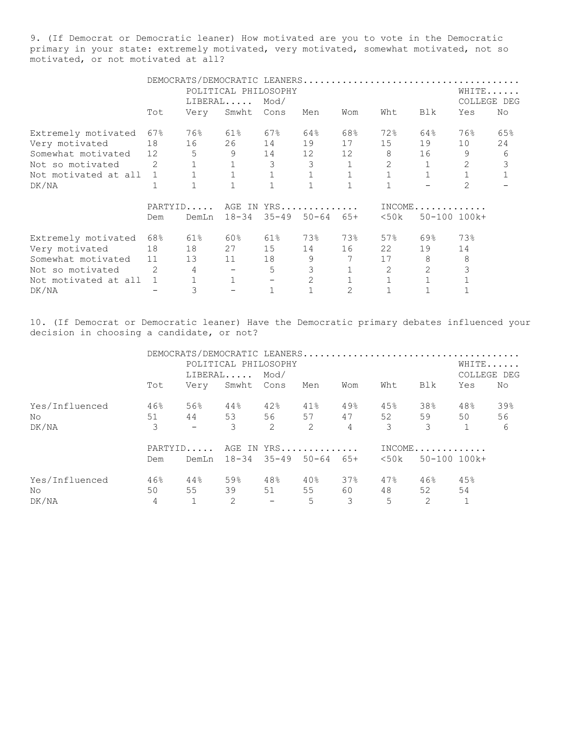9. (If Democrat or Democratic leaner) How motivated are you to vote in the Democratic primary in your state: extremely motivated, very motivated, somewhat motivated, not so motivated, or not motivated at all?

| | DEMOCRATS/DEMOCRATIC LEANERS | | | | | | | | | |
|---|---|---|---|---|---|---|---|---|---|---|
| | | POLITICAL PHILOSOPHY | | | | | | | WHITE | |
| | | LIBERAL | | Mod/ | | | | | COLLEGE DEG | |
| | Tot | Very | Smwht | Cons | Men | Wom | Wht | Blk | Yes | No |
| Extremely motivated | 67% | 76% | 61% | 67% | 64% | 68% | 72% | 64% | 76% | 65% |
| Very motivated | 18 | 16 | 26 | 14 | 19 | 17 | 15 | 19 | 10 | 24 |
| Somewhat motivated | 12 | 5 | 9 | 14 | 12 | 12 | 8 | 16 | 9 | 6 |
| Not so motivated | 2 | 1 | 1 | 3 | 3 | 1 | 2 | 1 | 2 | 3 |
| Not motivated at all | 1 | 1 | 1 | 1 | 1 | 1 | 1 | 1 | 1 | 1 |
| DK/NA | 1 | 1 | 1 | 1 | 1 | 1 | 1 | - | 2 | - |

| | PARTYID | | AGE IN YRS | | | | INCOME | | |
|---|---|---|---|---|---|---|---|---|---|
| | Dem | DemLn | 18-34 | 35-49 | 50-64 | 65+ | <50k | 50-100 | 100k+ |
| Extremely motivated | 68% | 61% | 60% | 61% | 73% | 73% | 57% | 69% | 73% |
| Very motivated | 18 | 18 | 27 | 15 | 14 | 16 | 22 | 19 | 14 |
| Somewhat motivated | 11 | 13 | 11 | 18 | 9 | 7 | 17 | 8 | 8 |
| Not so motivated | 2 | 4 | - | 5 | 3 | 1 | 2 | 2 | 3 |
| Not motivated at all | 1 | 1 | 1 | - | 2 | 1 | 1 | 1 | 1 |
| DK/NA | - | 3 | - | 1 | 1 | 2 | 1 | 1 | 1 |

10. (If Democrat or Democratic leaner) Have the Democratic primary debates influenced your decision in choosing a candidate, or not?

| | DEMOCRATS/DEMOCRATIC LEANERS | | | | | | | | | |
|---|---|---|---|---|---|---|---|---|---|---|
| | | POLITICAL PHILOSOPHY | | | | | | | WHITE | |
| | | LIBERAL | | Mod/ | | | | | COLLEGE DEG | |
| | Tot | Very | Smwht | Cons | Men | Wom | Wht | Blk | Yes | No |
| Yes/Influenced | 46% | 56% | 44% | 42% | 41% | 49% | 45% | 38% | 48% | 39% |
| No | 51 | 44 | 53 | 56 | 57 | 47 | 52 | 59 | 50 | 56 |
| DK/NA | 3 | - | 3 | 2 | 2 | 4 | 3 | 3 | 1 | 6 |

| | PARTYID | | AGE IN YRS | | | | INCOME | | |
|---|---|---|---|---|---|---|---|---|---|
| | Dem | DemLn | 18-34 | 35-49 | 50-64 | 65+ | <50k | 50-100 | 100k+ |
| Yes/Influenced | 46% | 44% | 59% | 48% | 40% | 37% | 47% | 46% | 45% |
| No | 50 | 55 | 39 | 51 | 55 | 60 | 48 | 52 | 54 |
| DK/NA | 4 | 1 | 2 | - | 5 | 3 | 5 | 2 | 1 |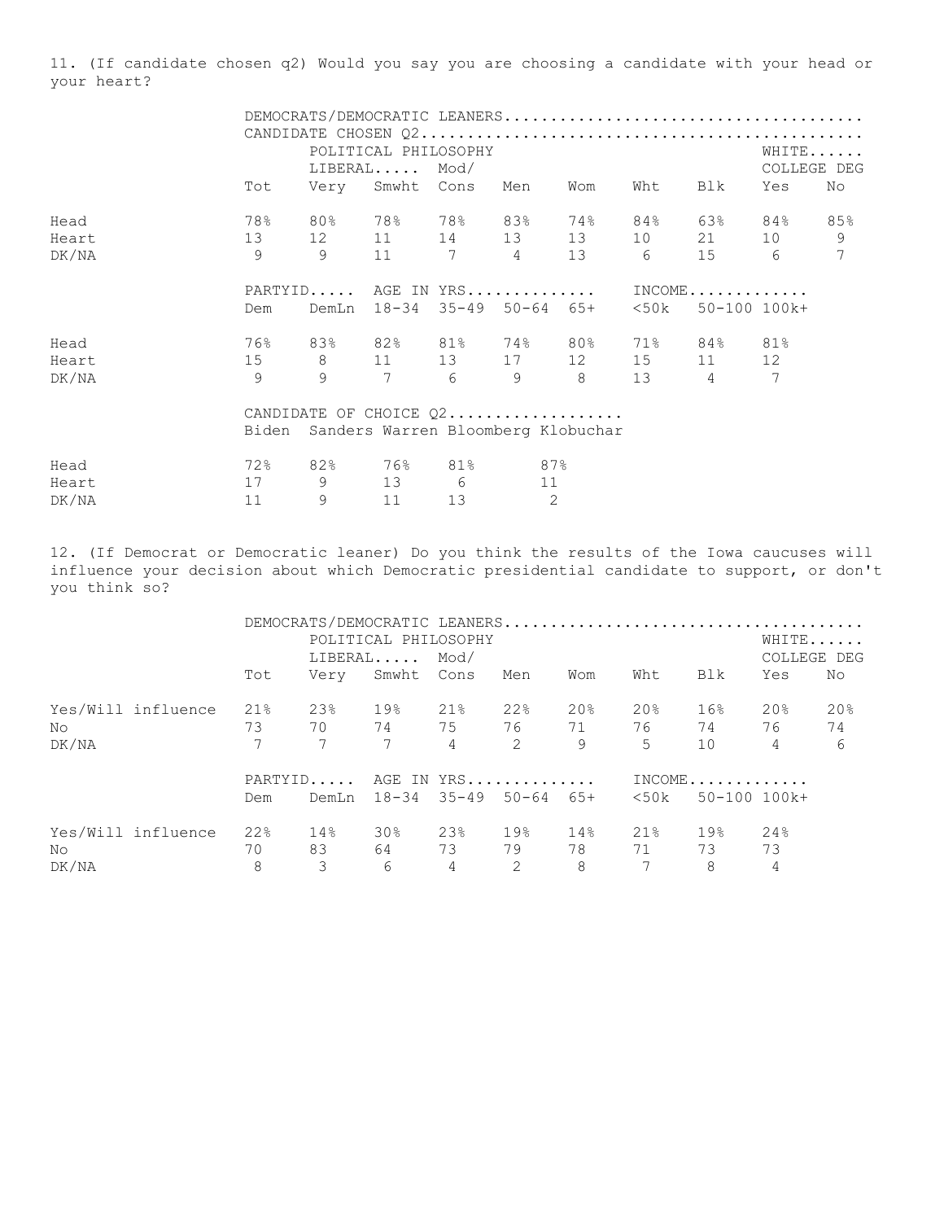11. (If candidate chosen q2) Would you say you are choosing a candidate with your head or your heart?

| | DEMOCRATS/DEMOCRATIC LEANERS | | | | | | | | | |
|---|---|---|---|---|---|---|---|---|---|---|
| | CANDIDATE CHOSEN Q2 | | | | | | | | | |
| | | POLITICAL PHILOSOPHY | | | | | | | WHITE...... | |
| | | LIBERAL..... | | Mod/ | | | | | COLLEGE DEG | |
| | Tot | Very | Smwht | Cons | Men | Wom | Wht | Blk | Yes | No |
| Head | 78% | 80% | 78% | 78% | 83% | 74% | 84% | 63% | 84% | 85% |
| Heart | 13 | 12 | 11 | 14 | 13 | 13 | 10 | 21 | 10 | 9 |
| DK/NA | 9 | 9 | 11 | 7 | 4 | 13 | 6 | 15 | 6 | 7 |

| | PARTYID..... | | AGE IN YRS............. | | | | INCOME............ | | |
|---|---|---|---|---|---|---|---|---|---|
| | Dem | DemLn | 18-34 | 35-49 | 50-64 | 65+ | <50k | 50-100 | 100k+ |
| Head | 76% | 83% | 82% | 81% | 74% | 80% | 71% | 84% | 81% |
| Heart | 15 | 8 | 11 | 13 | 17 | 12 | 15 | 11 | 12 |
| DK/NA | 9 | 9 | 7 | 6 | 9 | 8 | 13 | 4 | 7 |

| | CANDIDATE OF CHOICE Q2.................. | | | | |
|---|---|---|---|---|---|
| | Biden | Sanders | Warren | Bloomberg | Klobuchar |
| Head | 72% | 82% | 76% | 81% | 87% |
| Heart | 17 | 9 | 13 | 6 | 11 |
| DK/NA | 11 | 9 | 11 | 13 | 2 |

12. (If Democrat or Democratic leaner) Do you think the results of the Iowa caucuses will influence your decision about which Democratic presidential candidate to support, or don't you think so?

| | DEMOCRATS/DEMOCRATIC LEANERS | | | | | | | | | |
|---|---|---|---|---|---|---|---|---|---|---|
| | | POLITICAL PHILOSOPHY | | | | | | | WHITE...... | |
| | | LIBERAL..... | | Mod/ | | | | | COLLEGE DEG | |
| | Tot | Very | Smwht | Cons | Men | Wom | Wht | Blk | Yes | No |
| Yes/Will influence | 21% | 23% | 19% | 21% | 22% | 20% | 20% | 16% | 20% | 20% |
| No | 73 | 70 | 74 | 75 | 76 | 71 | 76 | 74 | 76 | 74 |
| DK/NA | 7 | 7 | 7 | 4 | 2 | 9 | 5 | 10 | 4 | 6 |

| | PARTYID..... | | AGE IN YRS............. | | | | INCOME............ | | |
|---|---|---|---|---|---|---|---|---|---|
| | Dem | DemLn | 18-34 | 35-49 | 50-64 | 65+ | <50k | 50-100 | 100k+ |
| Yes/Will influence | 22% | 14% | 30% | 23% | 19% | 14% | 21% | 19% | 24% |
| No | 70 | 83 | 64 | 73 | 79 | 78 | 71 | 73 | 73 |
| DK/NA | 8 | 3 | 6 | 4 | 2 | 8 | 7 | 8 | 4 |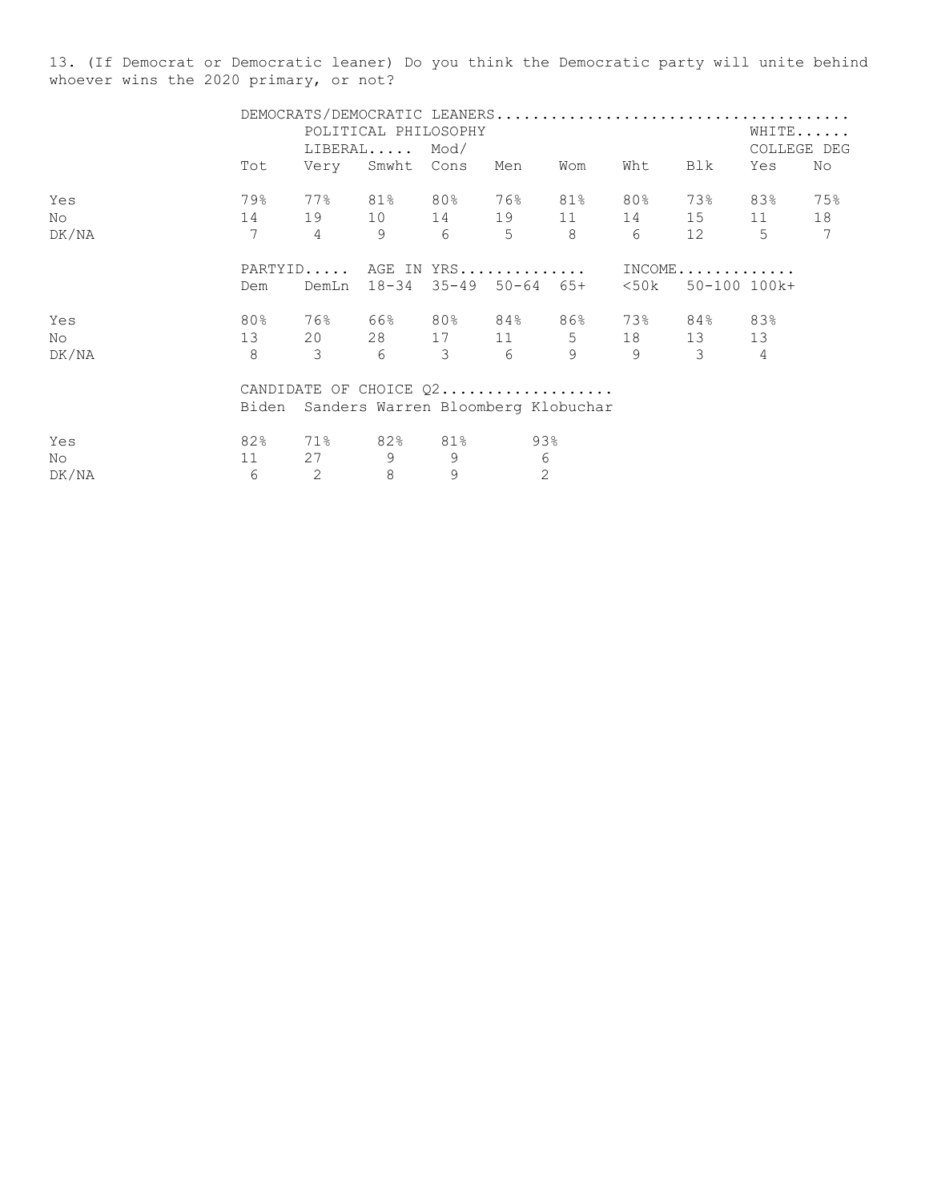13. (If Democrat or Democratic leaner) Do you think the Democratic party will unite behind whoever wins the 2020 primary, or not?

| | DEMOCRATS/DEMOCRATIC LEANERS | | | | | | | | | |
|---|---|---|---|---|---|---|---|---|---|---|
| | | POLITICAL PHILOSOPHY | | | | | | | WHITE | |
| | | LIBERAL | | Mod/ | | | | | COLLEGE DEG | |
| | Tot | Very | Smwht | Cons | Men | Wom | Wht | Blk | Yes | No |
| Yes | 79% | 77% | 81% | 80% | 76% | 81% | 80% | 73% | 83% | 75% |
| No | 14 | 19 | 10 | 14 | 19 | 11 | 14 | 15 | 11 | 18 |
| DK/NA | 7 | 4 | 9 | 6 | 5 | 8 | 6 | 12 | 5 | 7 |

| | PARTYID | | AGE IN YRS | | | | INCOME | | |
|---|---|---|---|---|---|---|---|---|---|
| | Dem | DemLn | 18-34 | 35-49 | 50-64 | 65+ | <50k | 50-100 | 100k+ |
| Yes | 80% | 76% | 66% | 80% | 84% | 86% | 73% | 84% | 83% |
| No | 13 | 20 | 28 | 17 | 11 | 5 | 18 | 13 | 13 |
| DK/NA | 8 | 3 | 6 | 3 | 6 | 9 | 9 | 3 | 4 |

| | CANDIDATE OF CHOICE Q2 | | | | |
|---|---|---|---|---|---|
| | Biden | Sanders | Warren | Bloomberg | Klobuchar |
| Yes | 82% | 71% | 82% | 81% | 93% |
| No | 11 | 27 | 9 | 9 | 6 |
| DK/NA | 6 | 2 | 8 | 9 | 2 |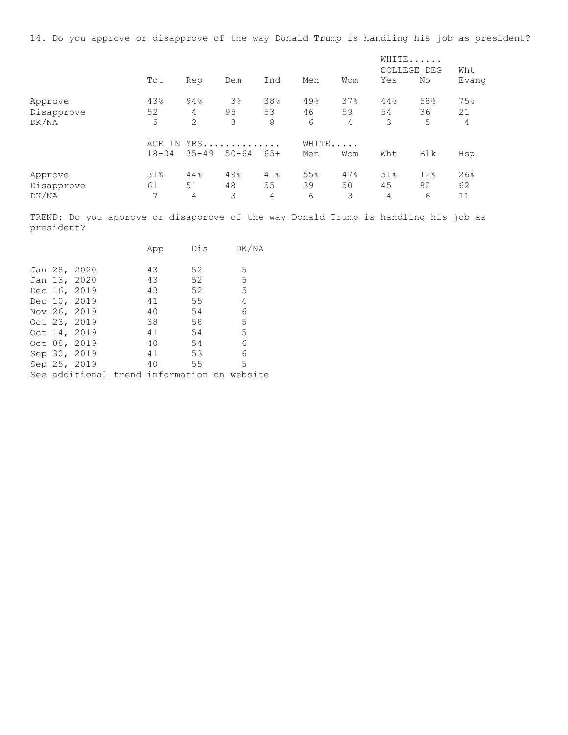14. Do you approve or disapprove of the way Donald Trump is handling his job as president?

| | Tot | Rep | Dem | Ind | Men | Wom | WHITE...... COLLEGE DEG Yes | No | Wht Evang |
|---|---|---|---|---|---|---|---|---|---|
| Approve | 43% | 94% | 3% | 38% | 49% | 37% | 44% | 58% | 75% |
| Disapprove | 52 | 4 | 95 | 53 | 46 | 59 | 54 | 36 | 21 |
| DK/NA | 5 | 2 | 3 | 8 | 6 | 4 | 3 | 5 | 4 |

| | AGE IN YRS.............. 18-34 | 35-49 | 50-64 | 65+ | WHITE..... Men | Wom | Wht | Blk | Hsp |
|---|---|---|---|---|---|---|---|---|---|
| Approve | 31% | 44% | 49% | 41% | 55% | 47% | 51% | 12% | 26% |
| Disapprove | 61 | 51 | 48 | 55 | 39 | 50 | 45 | 82 | 62 |
| DK/NA | 7 | 4 | 3 | 4 | 6 | 3 | 4 | 6 | 11 |

TREND: Do you approve or disapprove of the way Donald Trump is handling his job as president?

| | App | Dis | DK/NA |
|---|---|---|---|
| Jan 28, 2020 | 43 | 52 | 5 |
| Jan 13, 2020 | 43 | 52 | 5 |
| Dec 16, 2019 | 43 | 52 | 5 |
| Dec 10, 2019 | 41 | 55 | 4 |
| Nov 26, 2019 | 40 | 54 | 6 |
| Oct 23, 2019 | 38 | 58 | 5 |
| Oct 14, 2019 | 41 | 54 | 5 |
| Oct 08, 2019 | 40 | 54 | 6 |
| Sep 30, 2019 | 41 | 53 | 6 |
| Sep 25, 2019 | 40 | 55 | 5 |

See additional trend information on website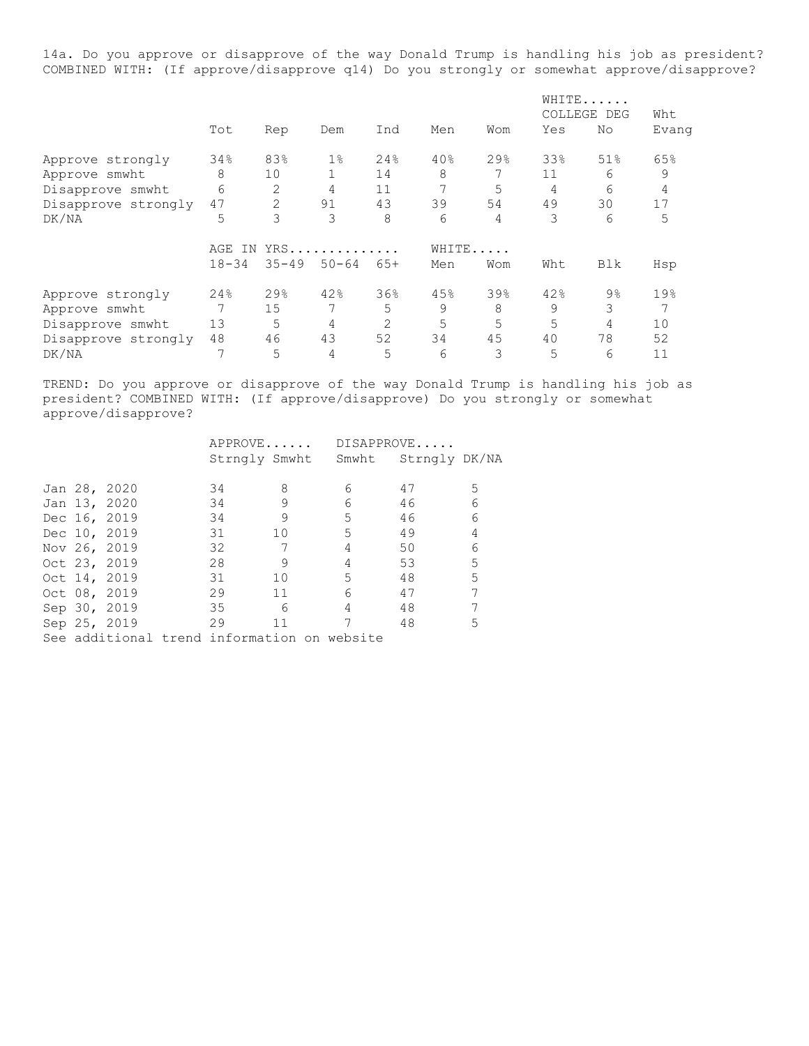14a. Do you approve or disapprove of the way Donald Trump is handling his job as president? COMBINED WITH: (If approve/disapprove q14) Do you strongly or somewhat approve/disapprove?

| | Tot | Rep | Dem | Ind | Men | Wom | WHITE...... COLLEGE DEG Yes | No | Wht Evang |
|---|---|---|---|---|---|---|---|---|---|
| Approve strongly | 34% | 83% | 1% | 24% | 40% | 29% | 33% | 51% | 65% |
| Approve smwht | 8 | 10 | 1 | 14 | 8 | 7 | 11 | 6 | 9 |
| Disapprove smwht | 6 | 2 | 4 | 11 | 7 | 5 | 4 | 6 | 4 |
| Disapprove strongly | 47 | 2 | 91 | 43 | 39 | 54 | 49 | 30 | 17 |
| DK/NA | 5 | 3 | 3 | 8 | 6 | 4 | 3 | 6 | 5 |

| | AGE IN YRS............. 18-34 | 35-49 | 50-64 | 65+ | WHITE..... Men | Wom | Wht | Blk | Hsp |
|---|---|---|---|---|---|---|---|---|---|
| Approve strongly | 24% | 29% | 42% | 36% | 45% | 39% | 42% | 9% | 19% |
| Approve smwht | 7 | 15 | 7 | 5 | 9 | 8 | 9 | 3 | 7 |
| Disapprove smwht | 13 | 5 | 4 | 2 | 5 | 5 | 5 | 4 | 10 |
| Disapprove strongly | 48 | 46 | 43 | 52 | 34 | 45 | 40 | 78 | 52 |
| DK/NA | 7 | 5 | 4 | 5 | 6 | 3 | 5 | 6 | 11 |

TREND: Do you approve or disapprove of the way Donald Trump is handling his job as president? COMBINED WITH: (If approve/disapprove) Do you strongly or somewhat approve/disapprove?

| | APPROVE...... Strngly | Smwht | DISAPPROVE..... Smwht | Strngly | DK/NA |
|---|---|---|---|---|---|
| Jan 28, 2020 | 34 | 8 | 6 | 47 | 5 |
| Jan 13, 2020 | 34 | 9 | 6 | 46 | 6 |
| Dec 16, 2019 | 34 | 9 | 5 | 46 | 6 |
| Dec 10, 2019 | 31 | 10 | 5 | 49 | 4 |
| Nov 26, 2019 | 32 | 7 | 4 | 50 | 6 |
| Oct 23, 2019 | 28 | 9 | 4 | 53 | 5 |
| Oct 14, 2019 | 31 | 10 | 5 | 48 | 5 |
| Oct 08, 2019 | 29 | 11 | 6 | 47 | 7 |
| Sep 30, 2019 | 35 | 6 | 4 | 48 | 7 |
| Sep 25, 2019 | 29 | 11 | 7 | 48 | 5 |

See additional trend information on website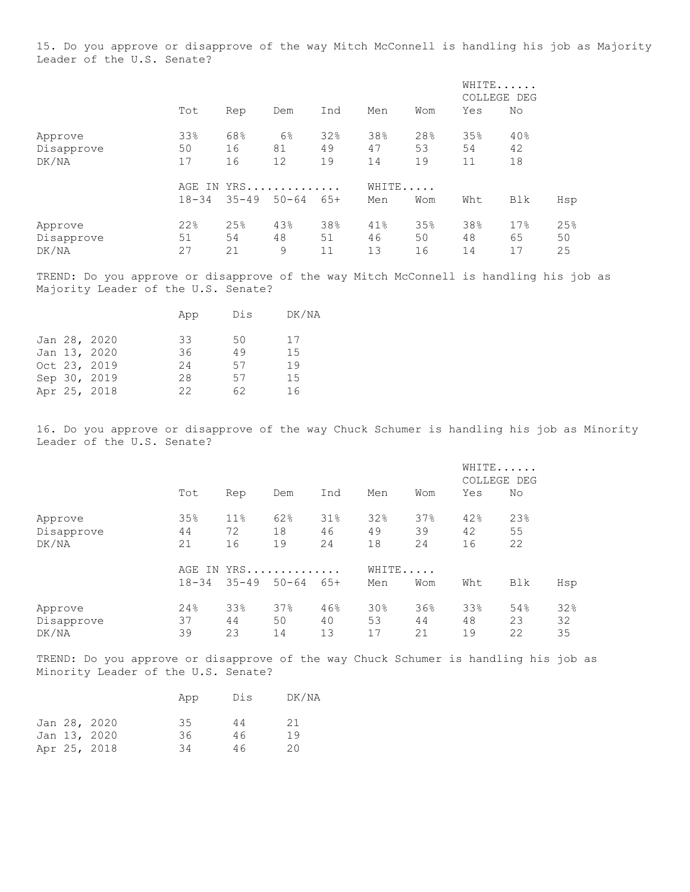15. Do you approve or disapprove of the way Mitch McConnell is handling his job as Majority Leader of the U.S. Senate?

| | Tot | Rep | Dem | Ind | Men | Wom | WHITE...... COLLEGE DEG Yes | No |
|---|---|---|---|---|---|---|---|---|
| Approve | 33% | 68% | 6% | 32% | 38% | 28% | 35% | 40% |
| Disapprove | 50 | 16 | 81 | 49 | 47 | 53 | 54 | 42 |
| DK/NA | 17 | 16 | 12 | 19 | 14 | 19 | 11 | 18 |

| | AGE IN YRS.............. 18-34 | 35-49 | 50-64 | 65+ | WHITE..... Men | Wom | Wht | Blk | Hsp |
|---|---|---|---|---|---|---|---|---|---|
| Approve | 22% | 25% | 43% | 38% | 41% | 35% | 38% | 17% | 25% |
| Disapprove | 51 | 54 | 48 | 51 | 46 | 50 | 48 | 65 | 50 |
| DK/NA | 27 | 21 | 9 | 11 | 13 | 16 | 14 | 17 | 25 |

TREND: Do you approve or disapprove of the way Mitch McConnell is handling his job as Majority Leader of the U.S. Senate?

| | App | Dis | DK/NA |
|---|---|---|---|
| Jan 28, 2020 | 33 | 50 | 17 |
| Jan 13, 2020 | 36 | 49 | 15 |
| Oct 23, 2019 | 24 | 57 | 19 |
| Sep 30, 2019 | 28 | 57 | 15 |
| Apr 25, 2018 | 22 | 62 | 16 |

16. Do you approve or disapprove of the way Chuck Schumer is handling his job as Minority Leader of the U.S. Senate?

| | Tot | Rep | Dem | Ind | Men | Wom | WHITE...... COLLEGE DEG Yes | No |
|---|---|---|---|---|---|---|---|---|
| Approve | 35% | 11% | 62% | 31% | 32% | 37% | 42% | 23% |
| Disapprove | 44 | 72 | 18 | 46 | 49 | 39 | 42 | 55 |
| DK/NA | 21 | 16 | 19 | 24 | 18 | 24 | 16 | 22 |

| | AGE IN YRS.............. 18-34 | 35-49 | 50-64 | 65+ | WHITE..... Men | Wom | Wht | Blk | Hsp |
|---|---|---|---|---|---|---|---|---|---|
| Approve | 24% | 33% | 37% | 46% | 30% | 36% | 33% | 54% | 32% |
| Disapprove | 37 | 44 | 50 | 40 | 53 | 44 | 48 | 23 | 32 |
| DK/NA | 39 | 23 | 14 | 13 | 17 | 21 | 19 | 22 | 35 |

TREND: Do you approve or disapprove of the way Chuck Schumer is handling his job as Minority Leader of the U.S. Senate?

| | App | Dis | DK/NA |
|---|---|---|---|
| Jan 28, 2020 | 35 | 44 | 21 |
| Jan 13, 2020 | 36 | 46 | 19 |
| Apr 25, 2018 | 34 | 46 | 20 |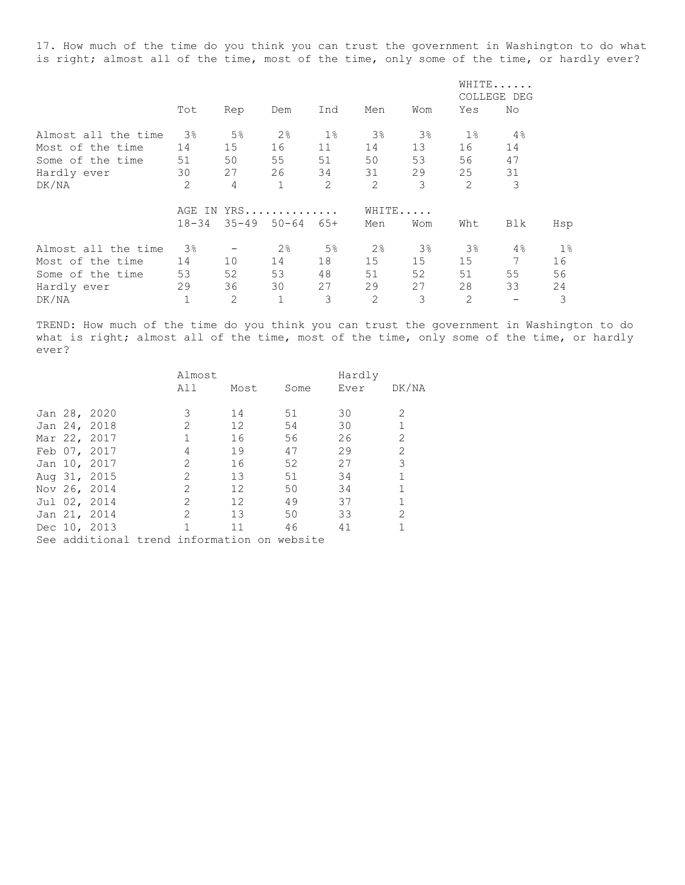17. How much of the time do you think you can trust the government in Washington to do what is right; almost all of the time, most of the time, only some of the time, or hardly ever?

| | | | | | | | WHITE...... COLLEGE DEG | |
|---|---|---|---|---|---|---|---|---|
| | Tot | Rep | Dem | Ind | Men | Wom | Yes | No |
| Almost all the time | 3% | 5% | 2% | 1% | 3% | 3% | 1% | 4% |
| Most of the time | 14 | 15 | 16 | 11 | 14 | 13 | 16 | 14 |
| Some of the time | 51 | 50 | 55 | 51 | 50 | 53 | 56 | 47 |
| Hardly ever | 30 | 27 | 26 | 34 | 31 | 29 | 25 | 31 |
| DK/NA | 2 | 4 | 1 | 2 | 2 | 3 | 2 | 3 |

| | AGE IN YRS.............. | | | | WHITE..... | | | | |
|---|---|---|---|---|---|---|---|---|---|
| | 18-34 | 35-49 | 50-64 | 65+ | Men | Wom | Wht | Blk | Hsp |
| Almost all the time | 3% | - | 2% | 5% | 2% | 3% | 3% | 4% | 1% |
| Most of the time | 14 | 10 | 14 | 18 | 15 | 15 | 15 | 7 | 16 |
| Some of the time | 53 | 52 | 53 | 48 | 51 | 52 | 51 | 55 | 56 |
| Hardly ever | 29 | 36 | 30 | 27 | 29 | 27 | 28 | 33 | 24 |
| DK/NA | 1 | 2 | 1 | 3 | 2 | 3 | 2 | - | 3 |

TREND: How much of the time do you think you can trust the government in Washington to do what is right; almost all of the time, most of the time, only some of the time, or hardly ever?

| | Almost All | Most | Some | Hardly Ever | DK/NA |
|---|---|---|---|---|---|
| Jan 28, 2020 | 3 | 14 | 51 | 30 | 2 |
| Jan 24, 2018 | 2 | 12 | 54 | 30 | 1 |
| Mar 22, 2017 | 1 | 16 | 56 | 26 | 2 |
| Feb 07, 2017 | 4 | 19 | 47 | 29 | 2 |
| Jan 10, 2017 | 2 | 16 | 52 | 27 | 3 |
| Aug 31, 2015 | 2 | 13 | 51 | 34 | 1 |
| Nov 26, 2014 | 2 | 12 | 50 | 34 | 1 |
| Jul 02, 2014 | 2 | 12 | 49 | 37 | 1 |
| Jan 21, 2014 | 2 | 13 | 50 | 33 | 2 |
| Dec 10, 2013 | 1 | 11 | 46 | 41 | 1 |

See additional trend information on website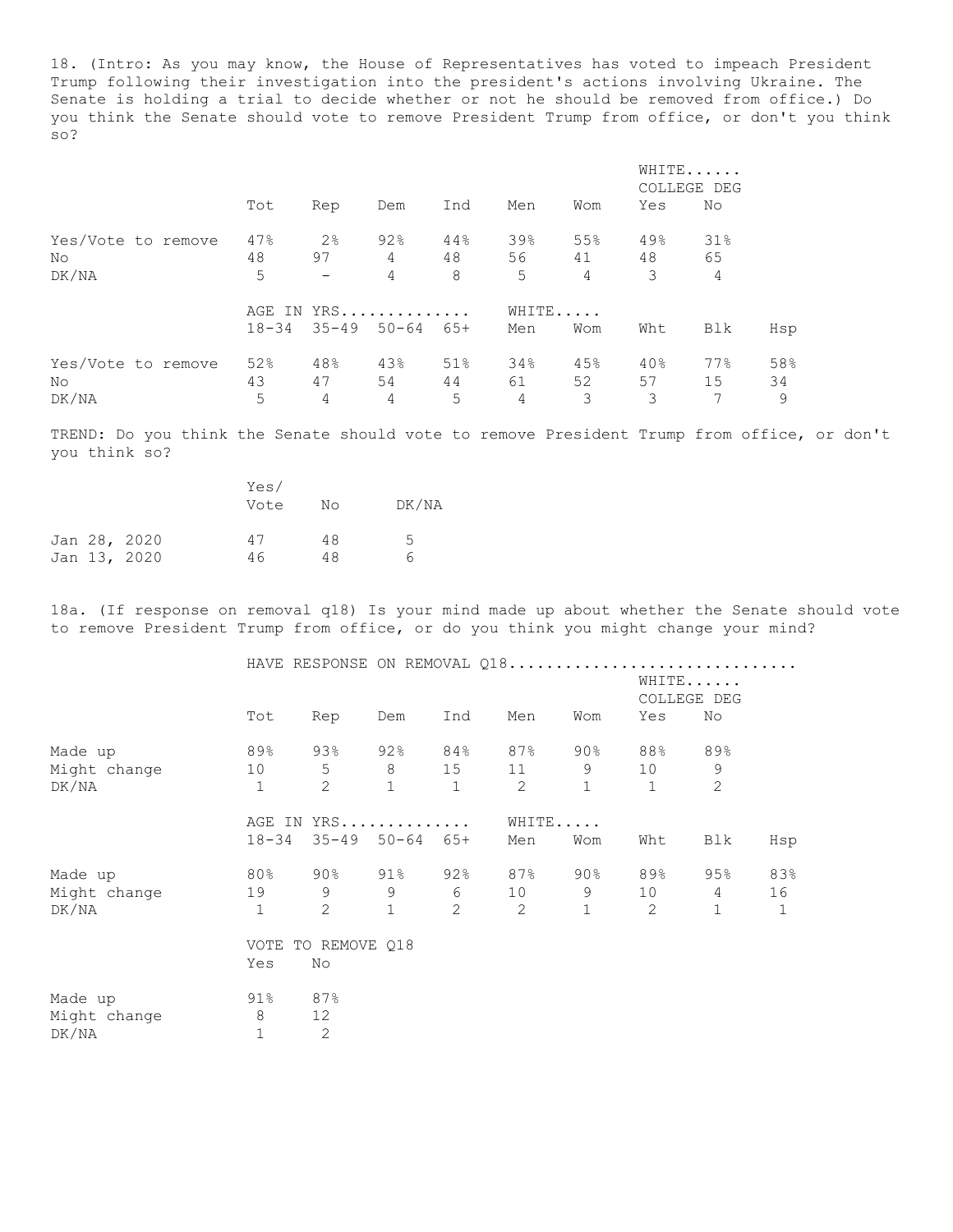18. (Intro: As you may know, the House of Representatives has voted to impeach President Trump following their investigation into the president's actions involving Ukraine. The Senate is holding a trial to decide whether or not he should be removed from office.) Do you think the Senate should vote to remove President Trump from office, or don't you think so?

| | Tot | Rep | Dem | Ind | Men | Wom | WHITE...... COLLEGE DEG Yes | No |
|---|---|---|---|---|---|---|---|---|
| Yes/Vote to remove | 47% | 2% | 92% | 44% | 39% | 55% | 49% | 31% |
| No | 48 | 97 | 4 | 48 | 56 | 41 | 48 | 65 |
| DK/NA | 5 | - | 4 | 8 | 5 | 4 | 3 | 4 |

| | AGE IN YRS.............. 18-34 | 35-49 | 50-64 | 65+ | WHITE..... Men | Wom | Wht | Blk | Hsp |
|---|---|---|---|---|---|---|---|---|---|
| Yes/Vote to remove | 52% | 48% | 43% | 51% | 34% | 45% | 40% | 77% | 58% |
| No | 43 | 47 | 54 | 44 | 61 | 52 | 57 | 15 | 34 |
| DK/NA | 5 | 4 | 4 | 5 | 4 | 3 | 3 | 7 | 9 |

TREND: Do you think the Senate should vote to remove President Trump from office, or don't you think so?

| | Yes/ Vote | No | DK/NA |
|---|---|---|---|
| Jan 28, 2020 | 47 | 48 | 5 |
| Jan 13, 2020 | 46 | 48 | 6 |

18a. (If response on removal q18) Is your mind made up about whether the Senate should vote to remove President Trump from office, or do you think you might change your mind?

HAVE RESPONSE ON REMOVAL Q18..............................

| | Tot | Rep | Dem | Ind | Men | Wom | WHITE...... COLLEGE DEG Yes | No |
|---|---|---|---|---|---|---|---|---|
| Made up | 89% | 93% | 92% | 84% | 87% | 90% | 88% | 89% |
| Might change | 10 | 5 | 8 | 15 | 11 | 9 | 10 | 9 |
| DK/NA | 1 | 2 | 1 | 1 | 2 | 1 | 1 | 2 |

| | AGE IN YRS.............. 18-34 | 35-49 | 50-64 | 65+ | WHITE..... Men | Wom | Wht | Blk | Hsp |
|---|---|---|---|---|---|---|---|---|---|
| Made up | 80% | 90% | 91% | 92% | 87% | 90% | 89% | 95% | 83% |
| Might change | 19 | 9 | 9 | 6 | 10 | 9 | 10 | 4 | 16 |
| DK/NA | 1 | 2 | 1 | 2 | 2 | 1 | 2 | 1 | 1 |

| | VOTE TO REMOVE Q18 Yes | No |
|---|---|---|
| Made up | 91% | 87% |
| Might change | 8 | 12 |
| DK/NA | 1 | 2 |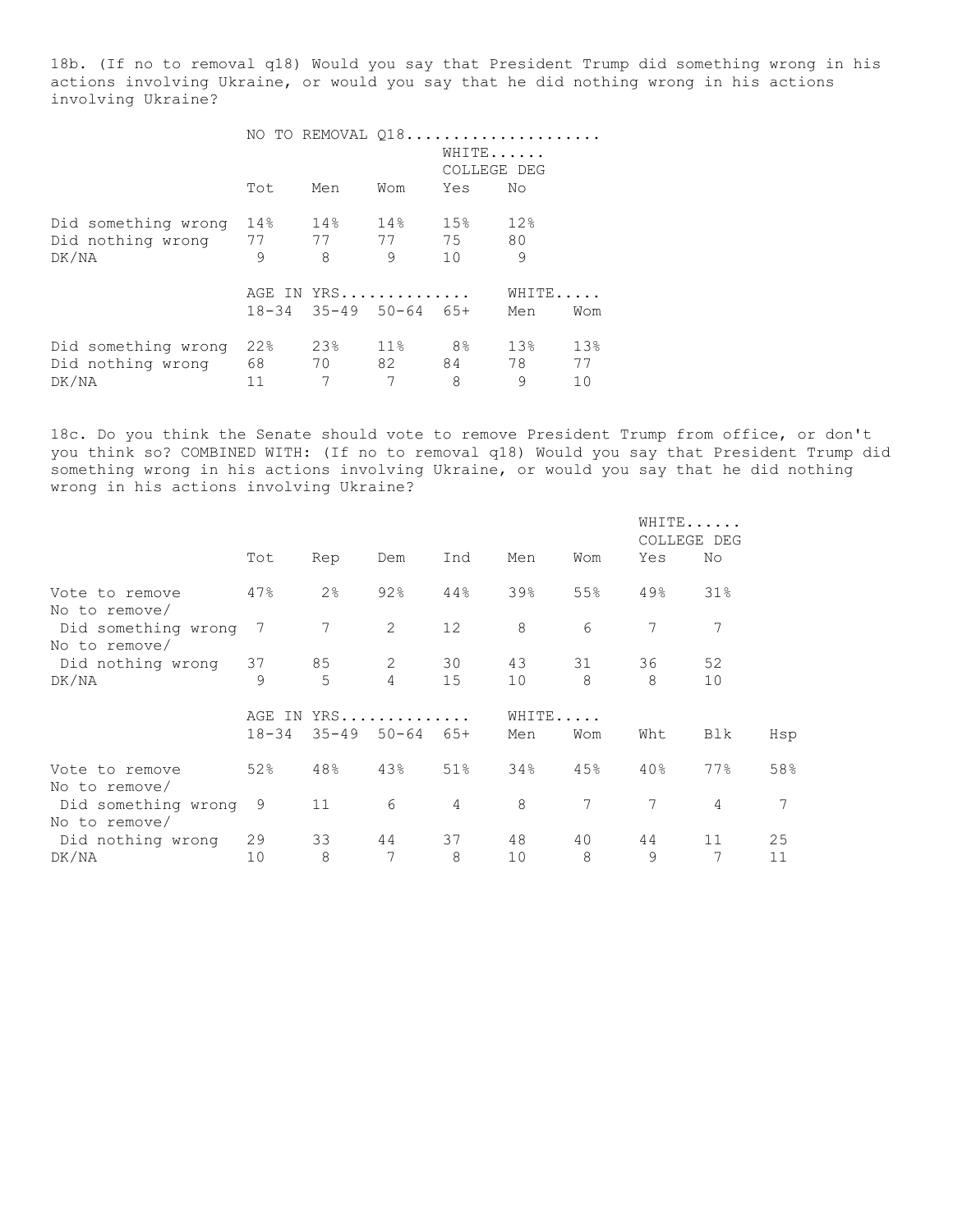18b. (If no to removal q18) Would you say that President Trump did something wrong in his actions involving Ukraine, or would you say that he did nothing wrong in his actions involving Ukraine?

| | NO TO REMOVAL Q18 | | | | |
|---|---|---|---|---|---|
| | | | | WHITE COLLEGE DEG | |
| | Tot | Men | Wom | Yes | No |
| Did something wrong | 14% | 14% | 14% | 15% | 12% |
| Did nothing wrong | 77 | 77 | 77 | 75 | 80 |
| DK/NA | 9 | 8 | 9 | 10 | 9 |

| | AGE IN YRS | | | | WHITE | |
|---|---|---|---|---|---|---|
| | 18-34 | 35-49 | 50-64 | 65+ | Men | Wom |
| Did something wrong | 22% | 23% | 11% | 8% | 13% | 13% |
| Did nothing wrong | 68 | 70 | 82 | 84 | 78 | 77 |
| DK/NA | 11 | 7 | 7 | 8 | 9 | 10 |

18c. Do you think the Senate should vote to remove President Trump from office, or don't you think so? COMBINED WITH: (If no to removal q18) Would you say that President Trump did something wrong in his actions involving Ukraine, or would you say that he did nothing wrong in his actions involving Ukraine?

| | | | | | | | WHITE COLLEGE DEG | |
|---|---|---|---|---|---|---|---|---|
| | Tot | Rep | Dem | Ind | Men | Wom | Yes | No |
| Vote to remove | 47% | 2% | 92% | 44% | 39% | 55% | 49% | 31% |
| No to remove/ Did something wrong | 7 | 7 | 2 | 12 | 8 | 6 | 7 | 7 |
| No to remove/ Did nothing wrong | 37 | 85 | 2 | 30 | 43 | 31 | 36 | 52 |
| DK/NA | 9 | 5 | 4 | 15 | 10 | 8 | 8 | 10 |

| | AGE IN YRS | | | | WHITE | | | | |
|---|---|---|---|---|---|---|---|---|---|
| | 18-34 | 35-49 | 50-64 | 65+ | Men | Wom | Wht | Blk | Hsp |
| Vote to remove | 52% | 48% | 43% | 51% | 34% | 45% | 40% | 77% | 58% |
| No to remove/ Did something wrong | 9 | 11 | 6 | 4 | 8 | 7 | 7 | 4 | 7 |
| No to remove/ Did nothing wrong | 29 | 33 | 44 | 37 | 48 | 40 | 44 | 11 | 25 |
| DK/NA | 10 | 8 | 7 | 8 | 10 | 8 | 9 | 7 | 11 |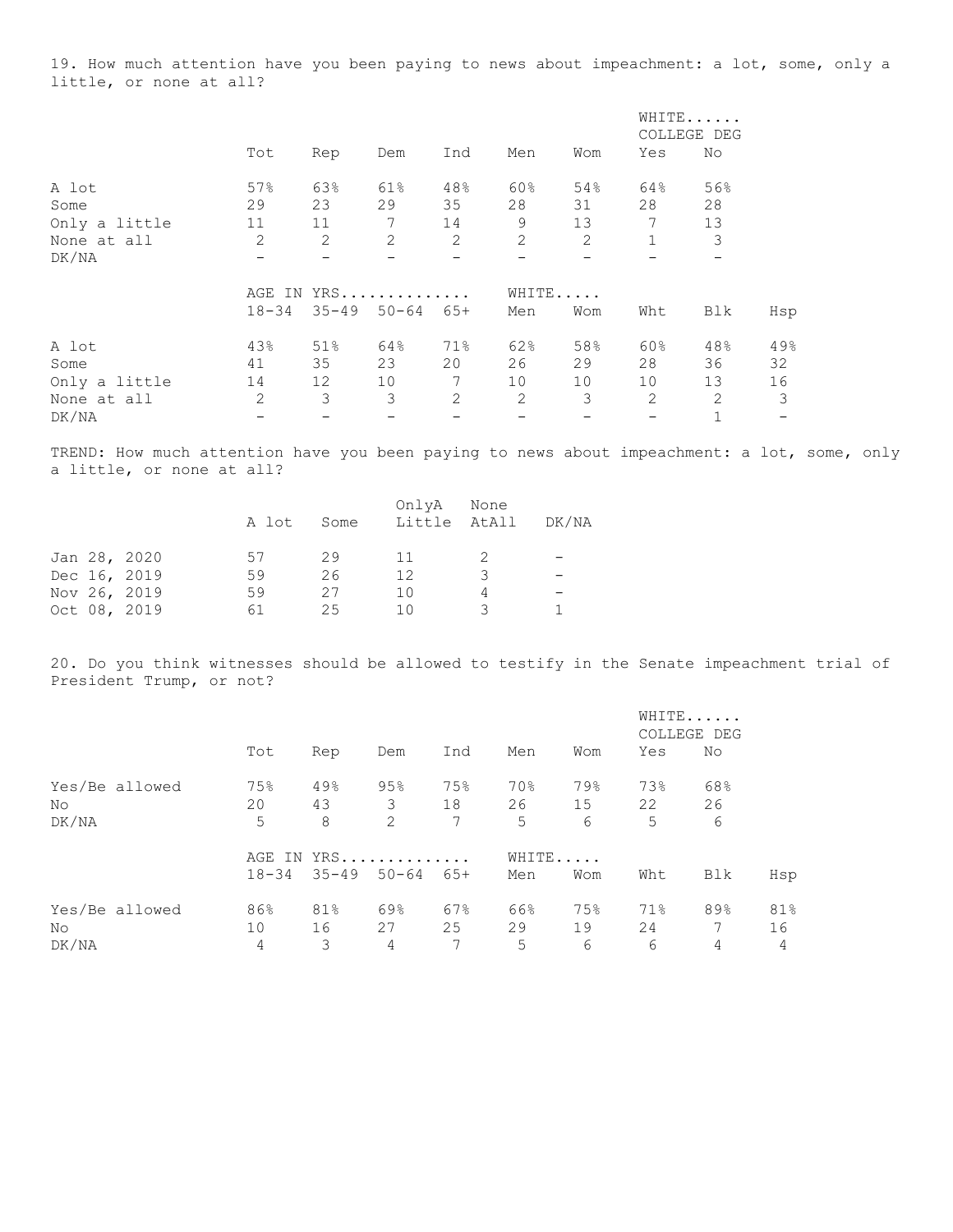19. How much attention have you been paying to news about impeachment: a lot, some, only a little, or none at all?

| | Tot | Rep | Dem | Ind | Men | Wom | WHITE...... COLLEGE DEG Yes | No |
|---|---|---|---|---|---|---|---|---|
| A lot | 57% | 63% | 61% | 48% | 60% | 54% | 64% | 56% |
| Some | 29 | 23 | 29 | 35 | 28 | 31 | 28 | 28 |
| Only a little | 11 | 11 | 7 | 14 | 9 | 13 | 7 | 13 |
| None at all | 2 | 2 | 2 | 2 | 2 | 2 | 1 | 3 |
| DK/NA | - | - | - | - | - | - | - | - |

| | AGE IN YRS............. 18-34 | 35-49 | 50-64 | 65+ | WHITE..... Men | Wom | Wht | Blk | Hsp |
|---|---|---|---|---|---|---|---|---|---|
| A lot | 43% | 51% | 64% | 71% | 62% | 58% | 60% | 48% | 49% |
| Some | 41 | 35 | 23 | 20 | 26 | 29 | 28 | 36 | 32 |
| Only a little | 14 | 12 | 10 | 7 | 10 | 10 | 10 | 13 | 16 |
| None at all | 2 | 3 | 3 | 2 | 2 | 3 | 2 | 2 | 3 |
| DK/NA | - | - | - | - | - | - | - | 1 | - |

TREND: How much attention have you been paying to news about impeachment: a lot, some, only a little, or none at all?

| | A lot | Some | OnlyA Little | None AtAll | DK/NA |
|---|---|---|---|---|---|
| Jan 28, 2020 | 57 | 29 | 11 | 2 | - |
| Dec 16, 2019 | 59 | 26 | 12 | 3 | - |
| Nov 26, 2019 | 59 | 27 | 10 | 4 | - |
| Oct 08, 2019 | 61 | 25 | 10 | 3 | 1 |

20. Do you think witnesses should be allowed to testify in the Senate impeachment trial of President Trump, or not?

| | Tot | Rep | Dem | Ind | Men | Wom | WHITE...... COLLEGE DEG Yes | No |
|---|---|---|---|---|---|---|---|---|
| Yes/Be allowed | 75% | 49% | 95% | 75% | 70% | 79% | 73% | 68% |
| No | 20 | 43 | 3 | 18 | 26 | 15 | 22 | 26 |
| DK/NA | 5 | 8 | 2 | 7 | 5 | 6 | 5 | 6 |

| | AGE IN YRS............. 18-34 | 35-49 | 50-64 | 65+ | WHITE..... Men | Wom | Wht | Blk | Hsp |
|---|---|---|---|---|---|---|---|---|---|
| Yes/Be allowed | 86% | 81% | 69% | 67% | 66% | 75% | 71% | 89% | 81% |
| No | 10 | 16 | 27 | 25 | 29 | 19 | 24 | 7 | 16 |
| DK/NA | 4 | 3 | 4 | 7 | 5 | 6 | 6 | 4 | 4 |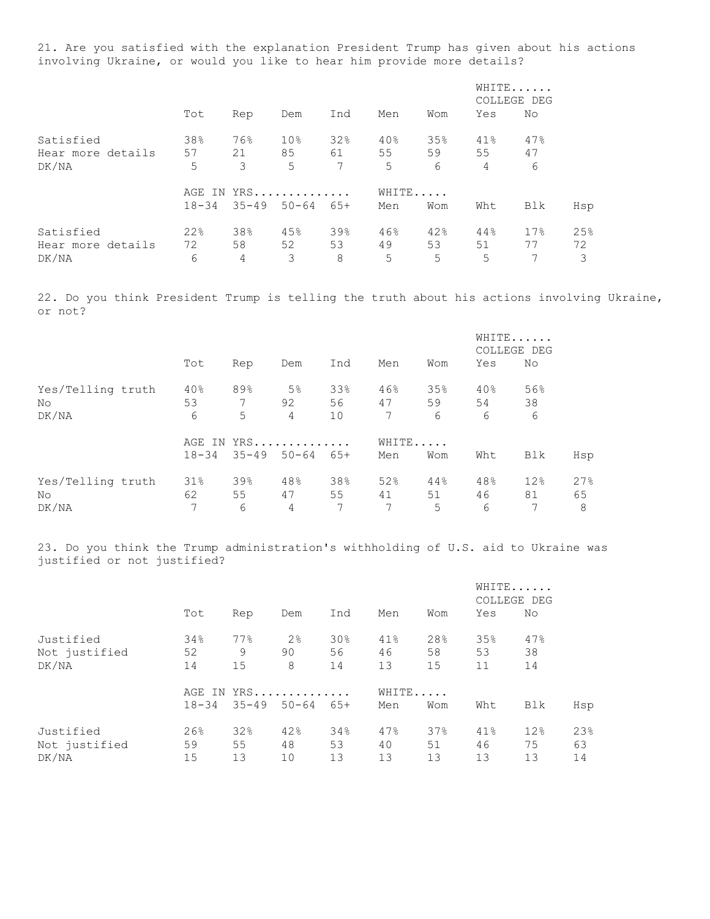21. Are you satisfied with the explanation President Trump has given about his actions involving Ukraine, or would you like to hear him provide more details?

| | Tot | Rep | Dem | Ind | Men | Wom | WHITE...... COLLEGE DEG Yes | No |
|---|---|---|---|---|---|---|---|---|
| Satisfied | 38% | 76% | 10% | 32% | 40% | 35% | 41% | 47% |
| Hear more details | 57 | 21 | 85 | 61 | 55 | 59 | 55 | 47 |
| DK/NA | 5 | 3 | 5 | 7 | 5 | 6 | 4 | 6 |

| | AGE IN YRS............. 18-34 | 35-49 | 50-64 | 65+ | WHITE..... Men | Wom | Wht | Blk | Hsp |
|---|---|---|---|---|---|---|---|---|---|
| Satisfied | 22% | 38% | 45% | 39% | 46% | 42% | 44% | 17% | 25% |
| Hear more details | 72 | 58 | 52 | 53 | 49 | 53 | 51 | 77 | 72 |
| DK/NA | 6 | 4 | 3 | 8 | 5 | 5 | 5 | 7 | 3 |

22. Do you think President Trump is telling the truth about his actions involving Ukraine, or not?

| | Tot | Rep | Dem | Ind | Men | Wom | WHITE...... COLLEGE DEG Yes | No |
|---|---|---|---|---|---|---|---|---|
| Yes/Telling truth | 40% | 89% | 5% | 33% | 46% | 35% | 40% | 56% |
| No | 53 | 7 | 92 | 56 | 47 | 59 | 54 | 38 |
| DK/NA | 6 | 5 | 4 | 10 | 7 | 6 | 6 | 6 |

| | AGE IN YRS............. 18-34 | 35-49 | 50-64 | 65+ | WHITE..... Men | Wom | Wht | Blk | Hsp |
|---|---|---|---|---|---|---|---|---|---|
| Yes/Telling truth | 31% | 39% | 48% | 38% | 52% | 44% | 48% | 12% | 27% |
| No | 62 | 55 | 47 | 55 | 41 | 51 | 46 | 81 | 65 |
| DK/NA | 7 | 6 | 4 | 7 | 7 | 5 | 6 | 7 | 8 |

23. Do you think the Trump administration's withholding of U.S. aid to Ukraine was justified or not justified?

| | Tot | Rep | Dem | Ind | Men | Wom | WHITE...... COLLEGE DEG Yes | No |
|---|---|---|---|---|---|---|---|---|
| Justified | 34% | 77% | 2% | 30% | 41% | 28% | 35% | 47% |
| Not justified | 52 | 9 | 90 | 56 | 46 | 58 | 53 | 38 |
| DK/NA | 14 | 15 | 8 | 14 | 13 | 15 | 11 | 14 |

| | AGE IN YRS............. 18-34 | 35-49 | 50-64 | 65+ | WHITE..... Men | Wom | Wht | Blk | Hsp |
|---|---|---|---|---|---|---|---|---|---|
| Justified | 26% | 32% | 42% | 34% | 47% | 37% | 41% | 12% | 23% |
| Not justified | 59 | 55 | 48 | 53 | 40 | 51 | 46 | 75 | 63 |
| DK/NA | 15 | 13 | 10 | 13 | 13 | 13 | 13 | 13 | 14 |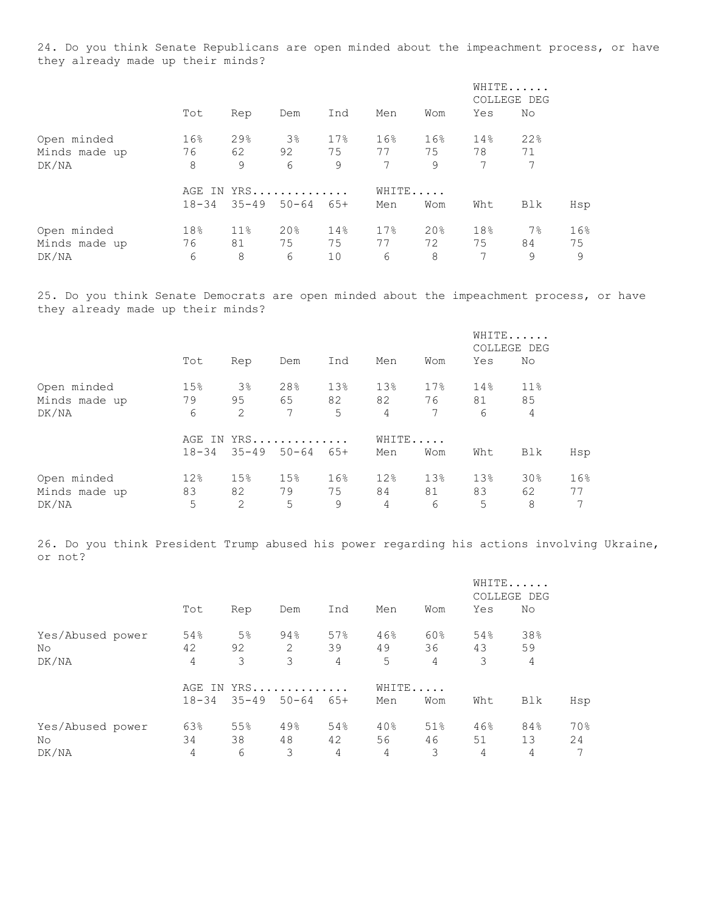24. Do you think Senate Republicans are open minded about the impeachment process, or have they already made up their minds?

| | Tot | Rep | Dem | Ind | Men | Wom | WHITE...... COLLEGE DEG Yes | No |
|---|---|---|---|---|---|---|---|---|
| Open minded | 16% | 29% | 3% | 17% | 16% | 16% | 14% | 22% |
| Minds made up | 76 | 62 | 92 | 75 | 77 | 75 | 78 | 71 |
| DK/NA | 8 | 9 | 6 | 9 | 7 | 9 | 7 | 7 |

| | AGE IN YRS............. 18-34 | 35-49 | 50-64 | 65+ | WHITE..... Men | Wom | Wht | Blk | Hsp |
|---|---|---|---|---|---|---|---|---|---|
| Open minded | 18% | 11% | 20% | 14% | 17% | 20% | 18% | 7% | 16% |
| Minds made up | 76 | 81 | 75 | 75 | 77 | 72 | 75 | 84 | 75 |
| DK/NA | 6 | 8 | 6 | 10 | 6 | 8 | 7 | 9 | 9 |

25. Do you think Senate Democrats are open minded about the impeachment process, or have they already made up their minds?

| | Tot | Rep | Dem | Ind | Men | Wom | WHITE...... COLLEGE DEG Yes | No |
|---|---|---|---|---|---|---|---|---|
| Open minded | 15% | 3% | 28% | 13% | 13% | 17% | 14% | 11% |
| Minds made up | 79 | 95 | 65 | 82 | 82 | 76 | 81 | 85 |
| DK/NA | 6 | 2 | 7 | 5 | 4 | 7 | 6 | 4 |

| | AGE IN YRS............. 18-34 | 35-49 | 50-64 | 65+ | WHITE..... Men | Wom | Wht | Blk | Hsp |
|---|---|---|---|---|---|---|---|---|---|
| Open minded | 12% | 15% | 15% | 16% | 12% | 13% | 13% | 30% | 16% |
| Minds made up | 83 | 82 | 79 | 75 | 84 | 81 | 83 | 62 | 77 |
| DK/NA | 5 | 2 | 5 | 9 | 4 | 6 | 5 | 8 | 7 |

26. Do you think President Trump abused his power regarding his actions involving Ukraine, or not?

| | Tot | Rep | Dem | Ind | Men | Wom | WHITE...... COLLEGE DEG Yes | No |
|---|---|---|---|---|---|---|---|---|
| Yes/Abused power | 54% | 5% | 94% | 57% | 46% | 60% | 54% | 38% |
| No | 42 | 92 | 2 | 39 | 49 | 36 | 43 | 59 |
| DK/NA | 4 | 3 | 3 | 4 | 5 | 4 | 3 | 4 |

| | AGE IN YRS............. 18-34 | 35-49 | 50-64 | 65+ | WHITE..... Men | Wom | Wht | Blk | Hsp |
|---|---|---|---|---|---|---|---|---|---|
| Yes/Abused power | 63% | 55% | 49% | 54% | 40% | 51% | 46% | 84% | 70% |
| No | 34 | 38 | 48 | 42 | 56 | 46 | 51 | 13 | 24 |
| DK/NA | 4 | 6 | 3 | 4 | 4 | 3 | 4 | 4 | 7 |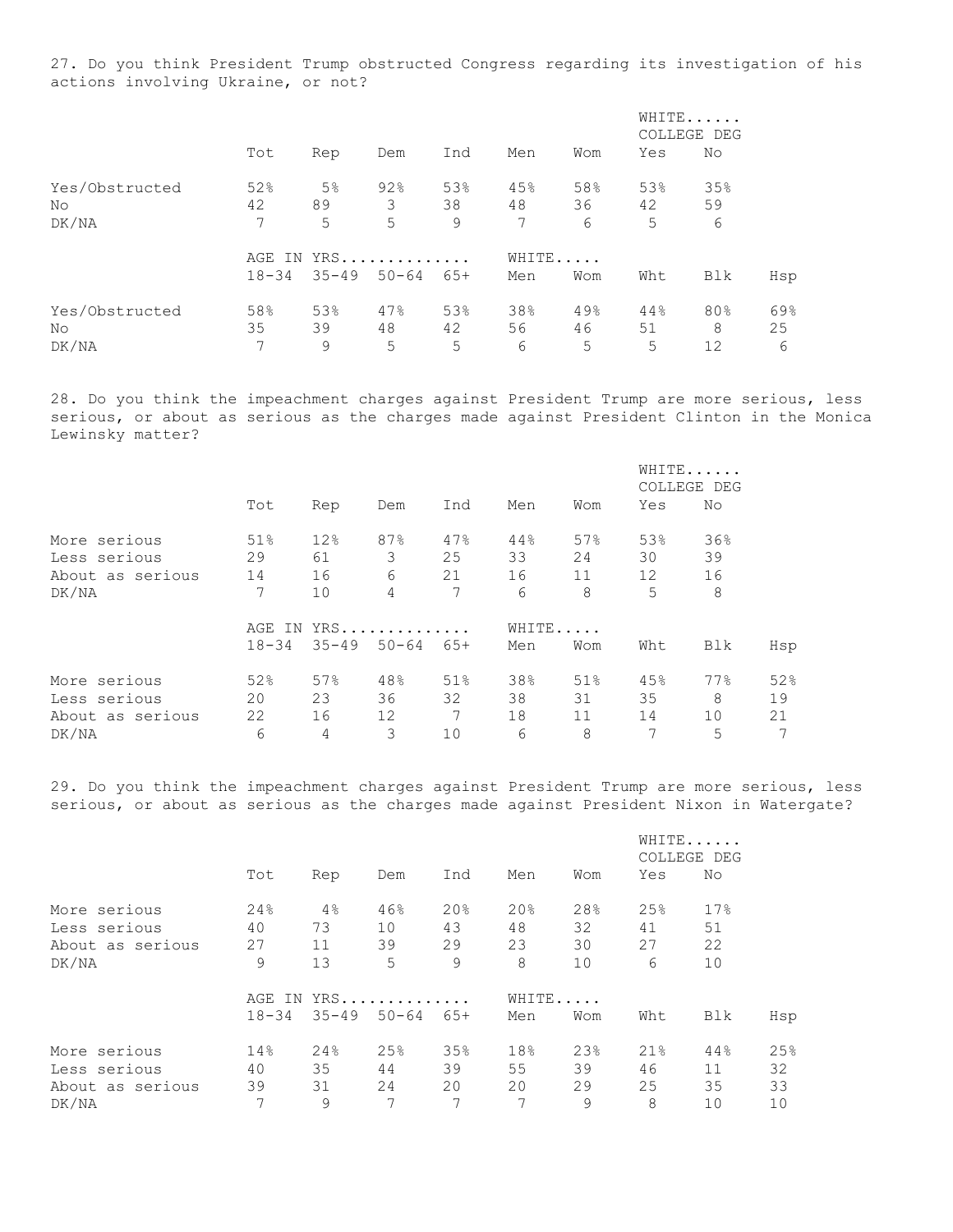27. Do you think President Trump obstructed Congress regarding its investigation of his actions involving Ukraine, or not?

| | Tot | Rep | Dem | Ind | Men | Wom | WHITE...... COLLEGE DEG Yes | No |
|---|---|---|---|---|---|---|---|---|
| Yes/Obstructed | 52% | 5% | 92% | 53% | 45% | 58% | 53% | 35% |
| No | 42 | 89 | 3 | 38 | 48 | 36 | 42 | 59 |
| DK/NA | 7 | 5 | 5 | 9 | 7 | 6 | 5 | 6 |

| | AGE IN YRS.............. 18-34 | 35-49 | 50-64 | 65+ | WHITE..... Men | Wom | Wht | Blk | Hsp |
|---|---|---|---|---|---|---|---|---|---|
| Yes/Obstructed | 58% | 53% | 47% | 53% | 38% | 49% | 44% | 80% | 69% |
| No | 35 | 39 | 48 | 42 | 56 | 46 | 51 | 8 | 25 |
| DK/NA | 7 | 9 | 5 | 5 | 6 | 5 | 5 | 12 | 6 |

28. Do you think the impeachment charges against President Trump are more serious, less serious, or about as serious as the charges made against President Clinton in the Monica Lewinsky matter?

| | Tot | Rep | Dem | Ind | Men | Wom | WHITE...... COLLEGE DEG Yes | No |
|---|---|---|---|---|---|---|---|---|
| More serious | 51% | 12% | 87% | 47% | 44% | 57% | 53% | 36% |
| Less serious | 29 | 61 | 3 | 25 | 33 | 24 | 30 | 39 |
| About as serious | 14 | 16 | 6 | 21 | 16 | 11 | 12 | 16 |
| DK/NA | 7 | 10 | 4 | 7 | 6 | 8 | 5 | 8 |

| | AGE IN YRS.............. 18-34 | 35-49 | 50-64 | 65+ | WHITE..... Men | Wom | Wht | Blk | Hsp |
|---|---|---|---|---|---|---|---|---|---|
| More serious | 52% | 57% | 48% | 51% | 38% | 51% | 45% | 77% | 52% |
| Less serious | 20 | 23 | 36 | 32 | 38 | 31 | 35 | 8 | 19 |
| About as serious | 22 | 16 | 12 | 7 | 18 | 11 | 14 | 10 | 21 |
| DK/NA | 6 | 4 | 3 | 10 | 6 | 8 | 7 | 5 | 7 |

29. Do you think the impeachment charges against President Trump are more serious, less serious, or about as serious as the charges made against President Nixon in Watergate?

| | Tot | Rep | Dem | Ind | Men | Wom | WHITE...... COLLEGE DEG Yes | No |
|---|---|---|---|---|---|---|---|---|
| More serious | 24% | 4% | 46% | 20% | 20% | 28% | 25% | 17% |
| Less serious | 40 | 73 | 10 | 43 | 48 | 32 | 41 | 51 |
| About as serious | 27 | 11 | 39 | 29 | 23 | 30 | 27 | 22 |
| DK/NA | 9 | 13 | 5 | 9 | 8 | 10 | 6 | 10 |

| | AGE IN YRS.............. 18-34 | 35-49 | 50-64 | 65+ | WHITE..... Men | Wom | Wht | Blk | Hsp |
|---|---|---|---|---|---|---|---|---|---|
| More serious | 14% | 24% | 25% | 35% | 18% | 23% | 21% | 44% | 25% |
| Less serious | 40 | 35 | 44 | 39 | 55 | 39 | 46 | 11 | 32 |
| About as serious | 39 | 31 | 24 | 20 | 20 | 29 | 25 | 35 | 33 |
| DK/NA | 7 | 9 | 7 | 7 | 7 | 9 | 8 | 10 | 10 |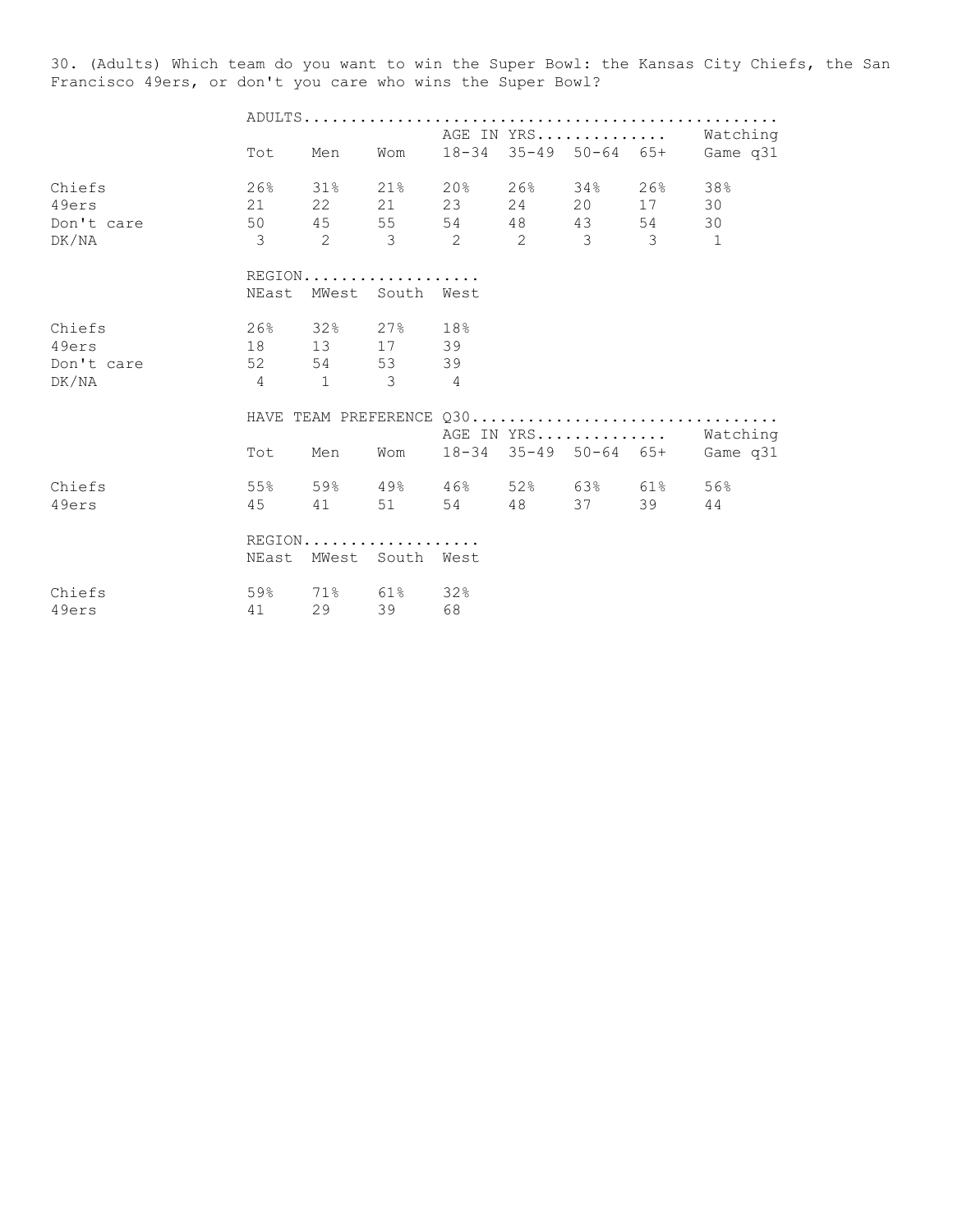30. (Adults) Which team do you want to win the Super Bowl: the Kansas City Chiefs, the San Francisco 49ers, or don't you care who wins the Super Bowl?

| | ADULTS | | | | | | | |
|---|---|---|---|---|---|---|---|---|
| | | | | AGE IN YRS | | | | Watching |
| | Tot | Men | Wom | 18-34 | 35-49 | 50-64 | 65+ | Game q31 |
| Chiefs | 26% | 31% | 21% | 20% | 26% | 34% | 26% | 38% |
| 49ers | 21 | 22 | 21 | 23 | 24 | 20 | 17 | 30 |
| Don't care | 50 | 45 | 55 | 54 | 48 | 43 | 54 | 30 |
| DK/NA | 3 | 2 | 3 | 2 | 2 | 3 | 3 | 1 |

| | REGION | | | |
|---|---|---|---|---|
| | NEast | MWest | South | West |
| Chiefs | 26% | 32% | 27% | 18% |
| 49ers | 18 | 13 | 17 | 39 |
| Don't care | 52 | 54 | 53 | 39 |
| DK/NA | 4 | 1 | 3 | 4 |

| | HAVE TEAM PREFERENCE Q30 | | | | | | | |
|---|---|---|---|---|---|---|---|---|
| | | | | AGE IN YRS | | | | Watching |
| | Tot | Men | Wom | 18-34 | 35-49 | 50-64 | 65+ | Game q31 |
| Chiefs | 55% | 59% | 49% | 46% | 52% | 63% | 61% | 56% |
| 49ers | 45 | 41 | 51 | 54 | 48 | 37 | 39 | 44 |

| | REGION | | | |
|---|---|---|---|---|
| | NEast | MWest | South | West |
| Chiefs | 59% | 71% | 61% | 32% |
| 49ers | 41 | 29 | 39 | 68 |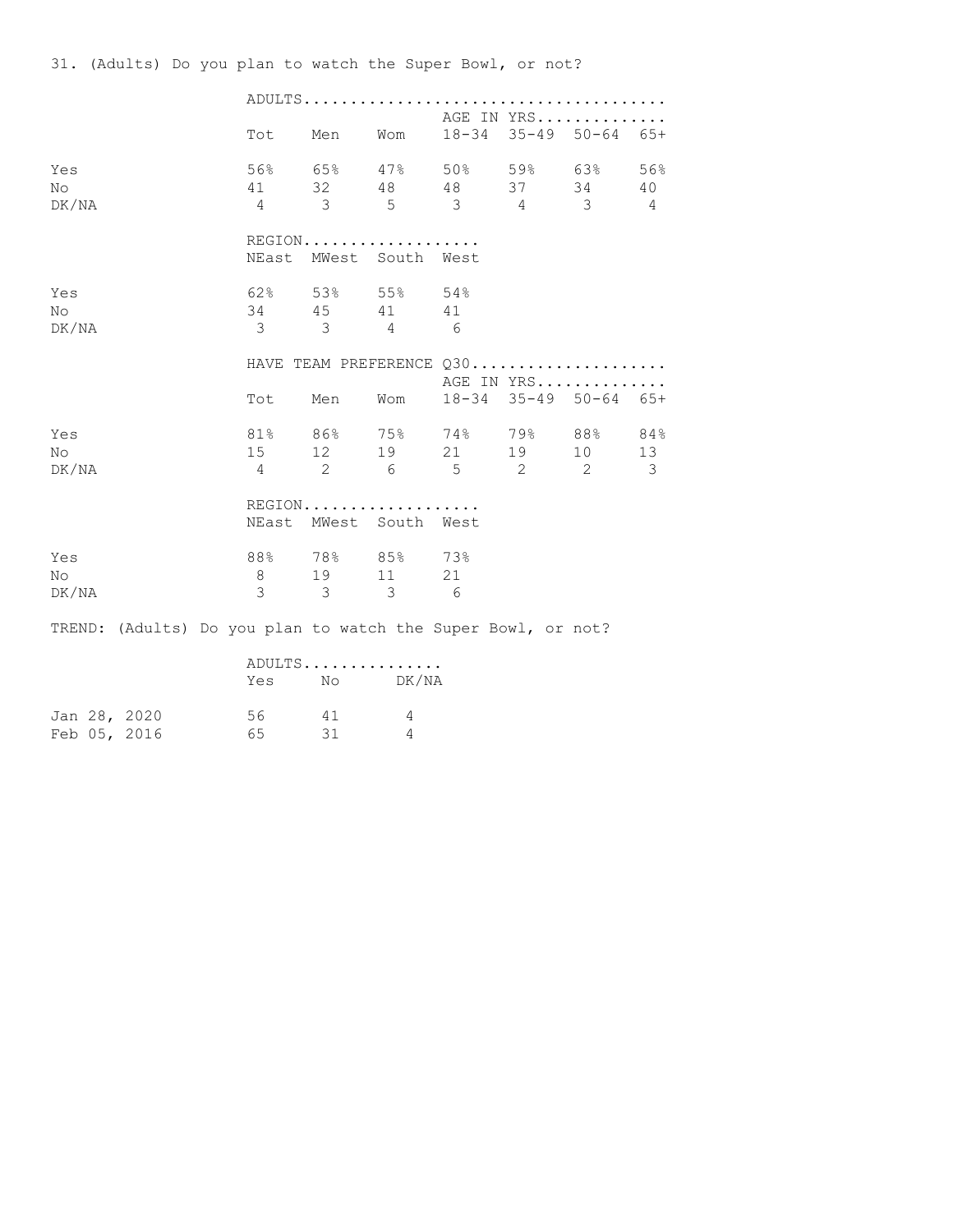31. (Adults) Do you plan to watch the Super Bowl, or not?

| | ADULTS | | | | | | |
|---|---|---|---|---|---|---|---|
| | | | | AGE IN YRS | | | |
| | Tot | Men | Wom | 18-34 | 35-49 | 50-64 | 65+ |
| Yes | 56% | 65% | 47% | 50% | 59% | 63% | 56% |
| No | 41 | 32 | 48 | 48 | 37 | 34 | 40 |
| DK/NA | 4 | 3 | 5 | 3 | 4 | 3 | 4 |

| | REGION | | | |
|---|---|---|---|---|
| | NEast | MWest | South | West |
| Yes | 62% | 53% | 55% | 54% |
| No | 34 | 45 | 41 | 41 |
| DK/NA | 3 | 3 | 4 | 6 |

| | HAVE TEAM PREFERENCE Q30 | | | | | | |
|---|---|---|---|---|---|---|---|
| | | | | AGE IN YRS | | | |
| | Tot | Men | Wom | 18-34 | 35-49 | 50-64 | 65+ |
| Yes | 81% | 86% | 75% | 74% | 79% | 88% | 84% |
| No | 15 | 12 | 19 | 21 | 19 | 10 | 13 |
| DK/NA | 4 | 2 | 6 | 5 | 2 | 2 | 3 |

| | REGION | | | |
|---|---|---|---|---|
| | NEast | MWest | South | West |
| Yes | 88% | 78% | 85% | 73% |
| No | 8 | 19 | 11 | 21 |
| DK/NA | 3 | 3 | 3 | 6 |

TREND: (Adults) Do you plan to watch the Super Bowl, or not?

| | ADULTS | | |
|---|---|---|---|
| | Yes | No | DK/NA |
| Jan 28, 2020 | 56 | 41 | 4 |
| Feb 05, 2016 | 65 | 31 | 4 |